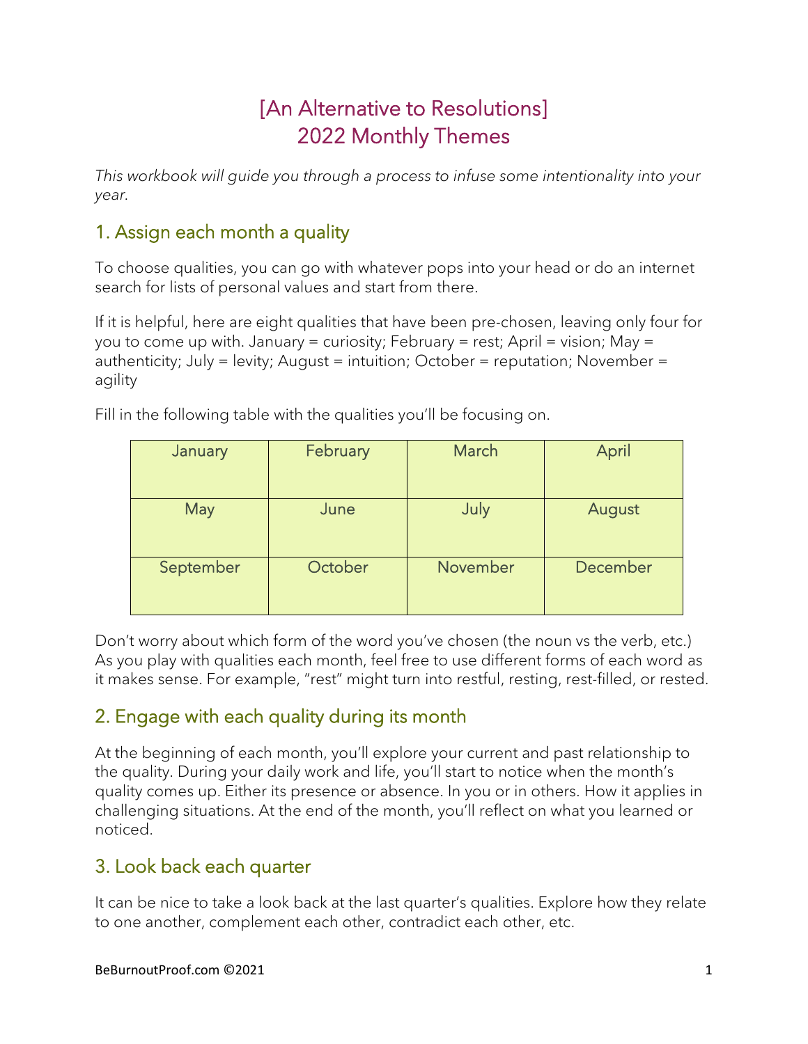# [An Alternative to Resolutions] 2022 Monthly Themes

*This workbook will guide you through a process to infuse some intentionality into your year.*

## 1. Assign each month a quality

To choose qualities, you can go with whatever pops into your head or do an internet search for lists of personal values and start from there.

If it is helpful, here are eight qualities that have been pre-chosen, leaving only four for you to come up with. January = curiosity; February = rest; April = vision; May = authenticity; July = levity; August = intuition; October = reputation; November = agility

Fill in the following table with the qualities you'll be focusing on.

| January | February | March | April |
|---|---|---|---|
| May | June | July | August |
| September | October | November | December |

Don't worry about which form of the word you've chosen (the noun vs the verb, etc.) As you play with qualities each month, feel free to use different forms of each word as it makes sense. For example, "rest" might turn into restful, resting, rest-filled, or rested.

## 2. Engage with each quality during its month

At the beginning of each month, you'll explore your current and past relationship to the quality. During your daily work and life, you'll start to notice when the month's quality comes up. Either its presence or absence. In you or in others. How it applies in challenging situations. At the end of the month, you'll reflect on what you learned or noticed.

## 3. Look back each quarter

It can be nice to take a look back at the last quarter's qualities. Explore how they relate to one another, complement each other, contradict each other, etc.

BeBurnoutProof.com ©2021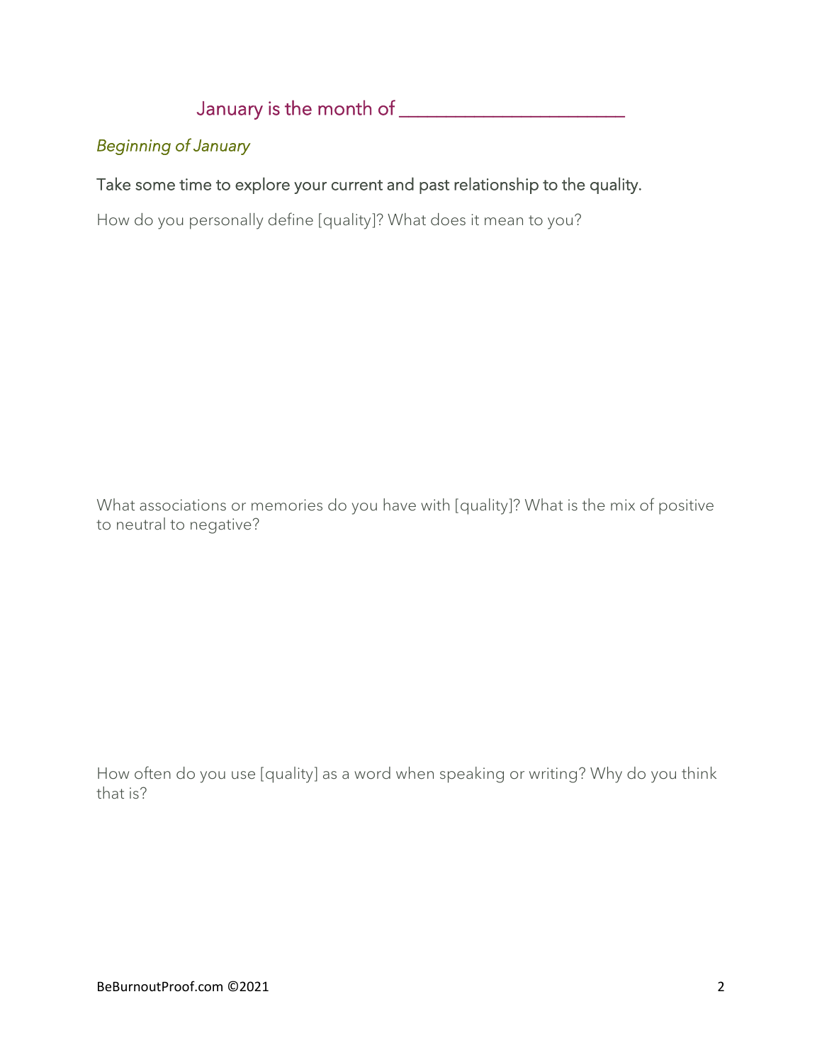## January is the month of ______________________

*Beginning of January*

### Take some time to explore your current and past relationship to the quality.

How do you personally define [quality]? What does it mean to you?

What associations or memories do you have with [quality]? What is the mix of positive to neutral to negative?

How often do you use [quality] as a word when speaking or writing? Why do you think that is?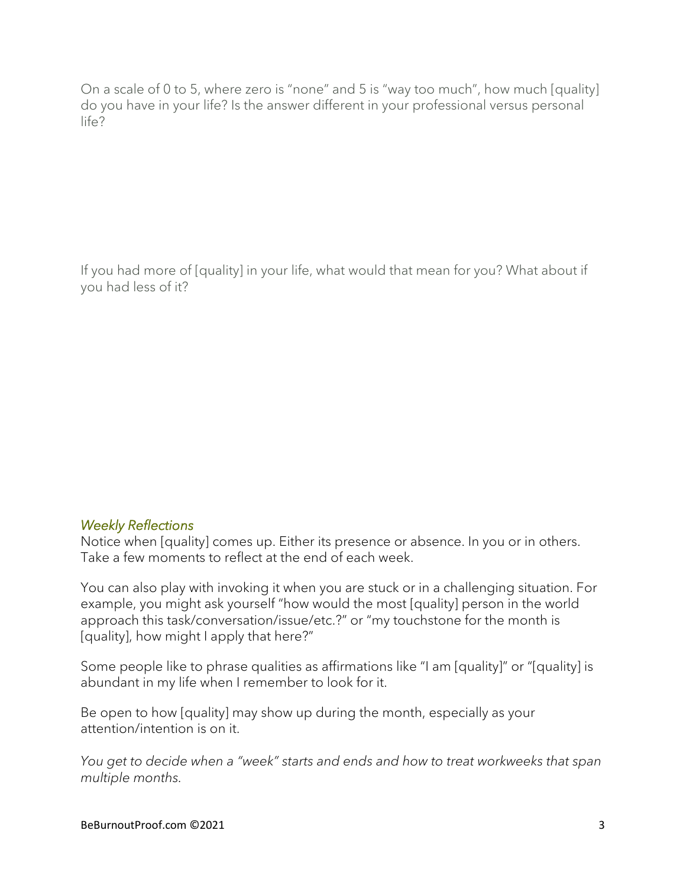On a scale of 0 to 5, where zero is "none" and 5 is "way too much", how much [quality] do you have in your life? Is the answer different in your professional versus personal life?

If you had more of [quality] in your life, what would that mean for you? What about if you had less of it?

### *Weekly Reflections*

Notice when [quality] comes up. Either its presence or absence. In you or in others. Take a few moments to reflect at the end of each week.

You can also play with invoking it when you are stuck or in a challenging situation. For example, you might ask yourself "how would the most [quality] person in the world approach this task/conversation/issue/etc.?" or "my touchstone for the month is [quality], how might I apply that here?"

Some people like to phrase qualities as affirmations like "I am [quality]" or "[quality] is abundant in my life when I remember to look for it.

Be open to how [quality] may show up during the month, especially as your attention/intention is on it.

*You get to decide when a "week" starts and ends and how to treat workweeks that span multiple months.*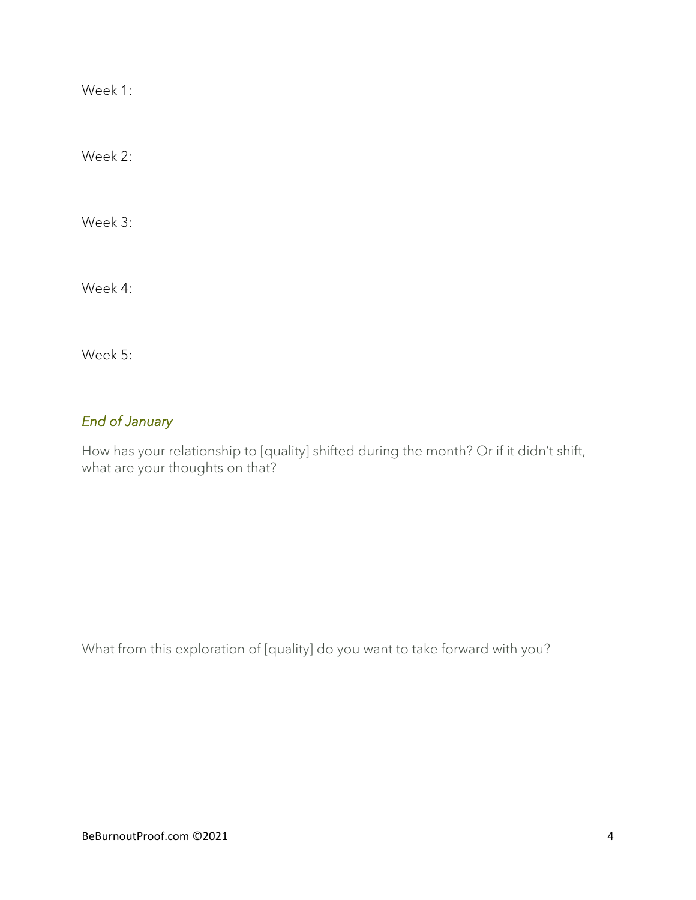Week 1:

Week 2:

Week 3:

Week 4:

Week 5:

### *End of January*

How has your relationship to [quality] shifted during the month? Or if it didn't shift, what are your thoughts on that?

What from this exploration of [quality] do you want to take forward with you?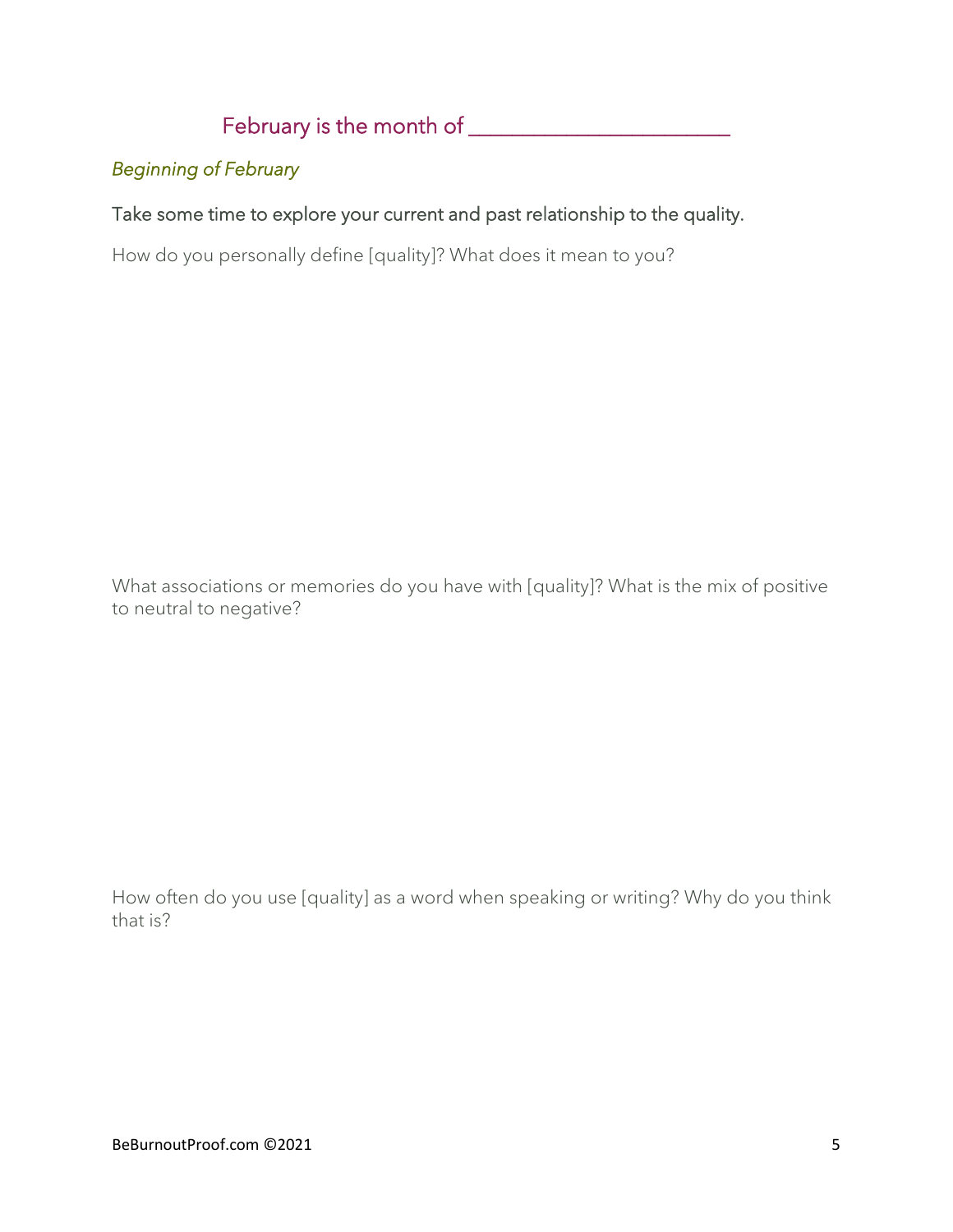## February is the month of _______________________

*Beginning of February*

### Take some time to explore your current and past relationship to the quality.

How do you personally define [quality]? What does it mean to you?

What associations or memories do you have with [quality]? What is the mix of positive to neutral to negative?

How often do you use [quality] as a word when speaking or writing? Why do you think that is?

BeBurnoutProof.com ©2021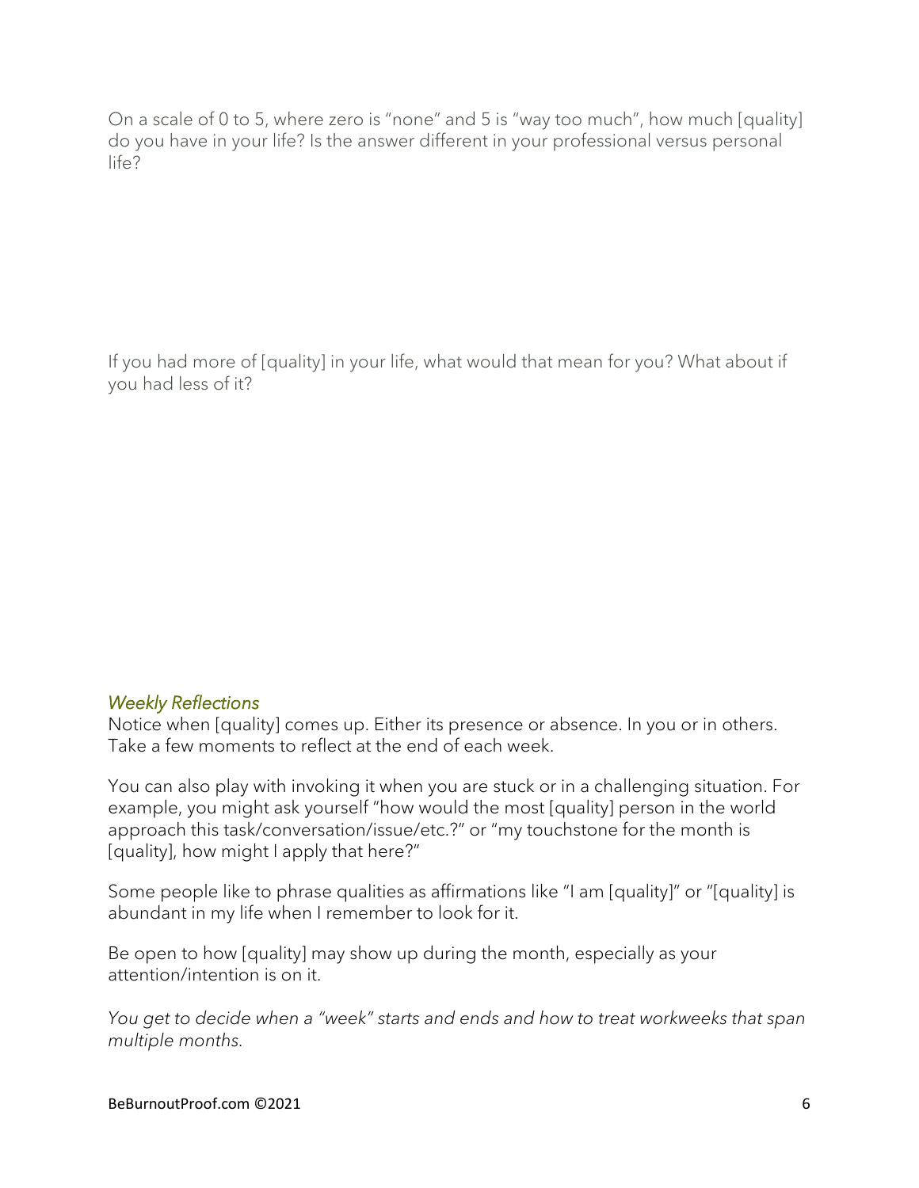On a scale of 0 to 5, where zero is "none" and 5 is "way too much", how much [quality] do you have in your life? Is the answer different in your professional versus personal life?

If you had more of [quality] in your life, what would that mean for you? What about if you had less of it?

### *Weekly Reflections*

Notice when [quality] comes up. Either its presence or absence. In you or in others. Take a few moments to reflect at the end of each week.

You can also play with invoking it when you are stuck or in a challenging situation. For example, you might ask yourself "how would the most [quality] person in the world approach this task/conversation/issue/etc.?" or "my touchstone for the month is [quality], how might I apply that here?"

Some people like to phrase qualities as affirmations like "I am [quality]" or "[quality] is abundant in my life when I remember to look for it.

Be open to how [quality] may show up during the month, especially as your attention/intention is on it.

*You get to decide when a "week" starts and ends and how to treat workweeks that span multiple months.*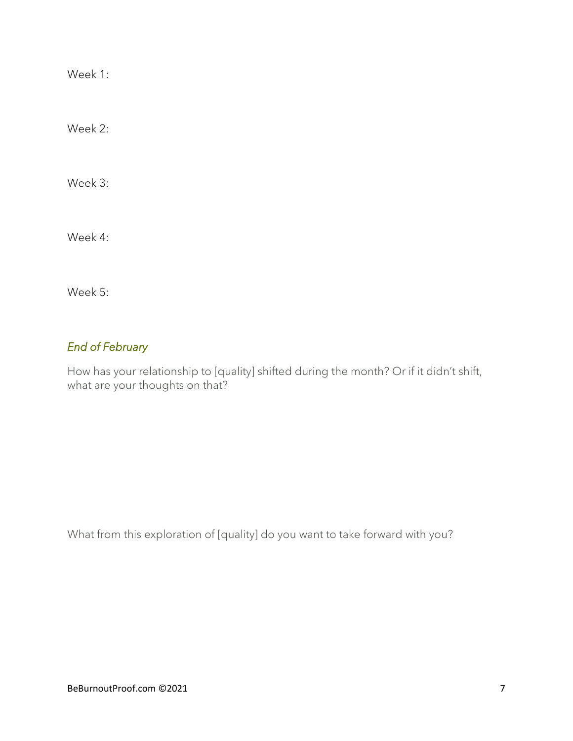Week 1:

Week 2:

Week 3:

Week 4:

Week 5:

### *End of February*

How has your relationship to [quality] shifted during the month? Or if it didn't shift, what are your thoughts on that?

What from this exploration of [quality] do you want to take forward with you?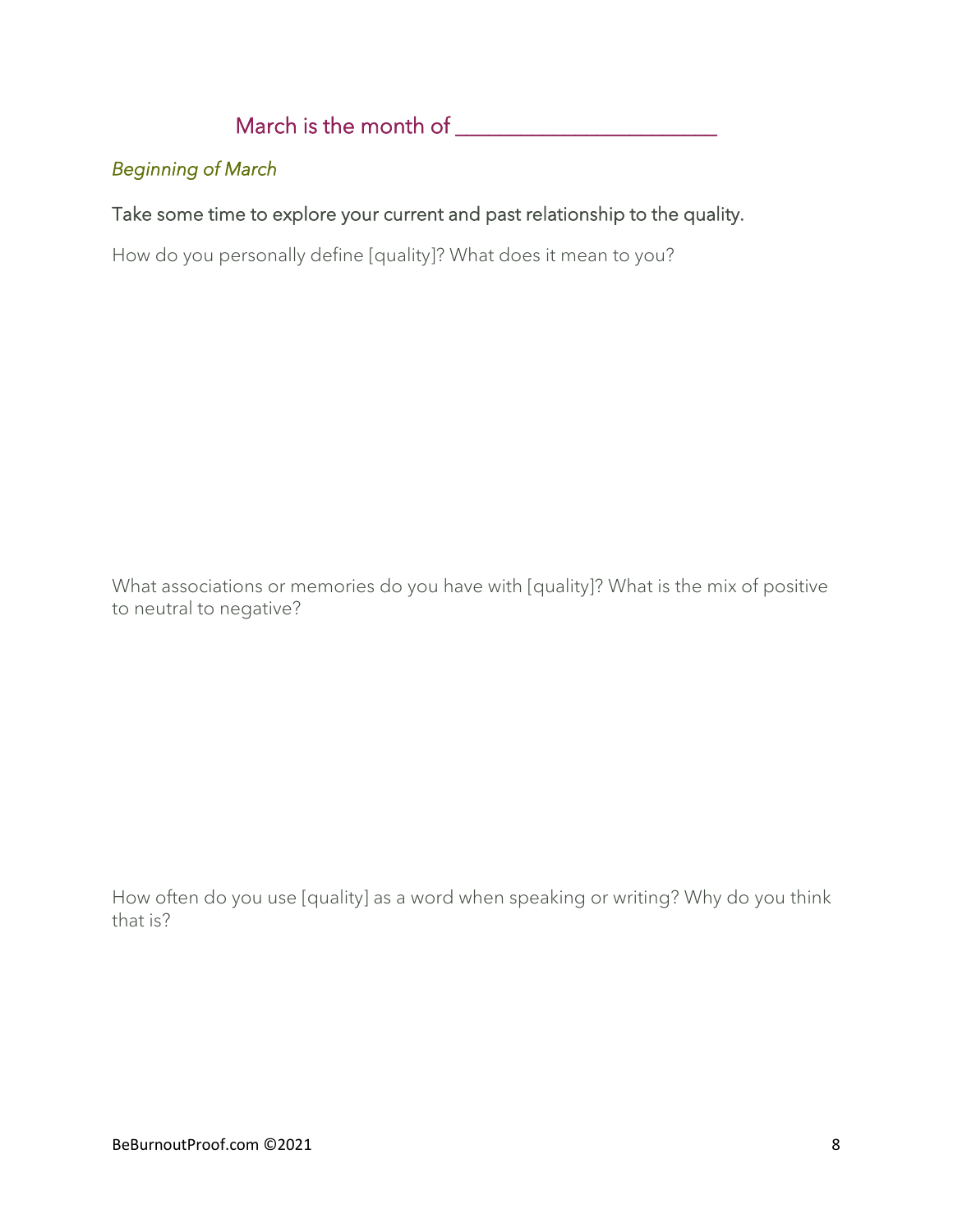## March is the month of _______________________

*Beginning of March*

### Take some time to explore your current and past relationship to the quality.

How do you personally define [quality]? What does it mean to you?

What associations or memories do you have with [quality]? What is the mix of positive to neutral to negative?

How often do you use [quality] as a word when speaking or writing? Why do you think that is?

BeBurnoutProof.com ©2021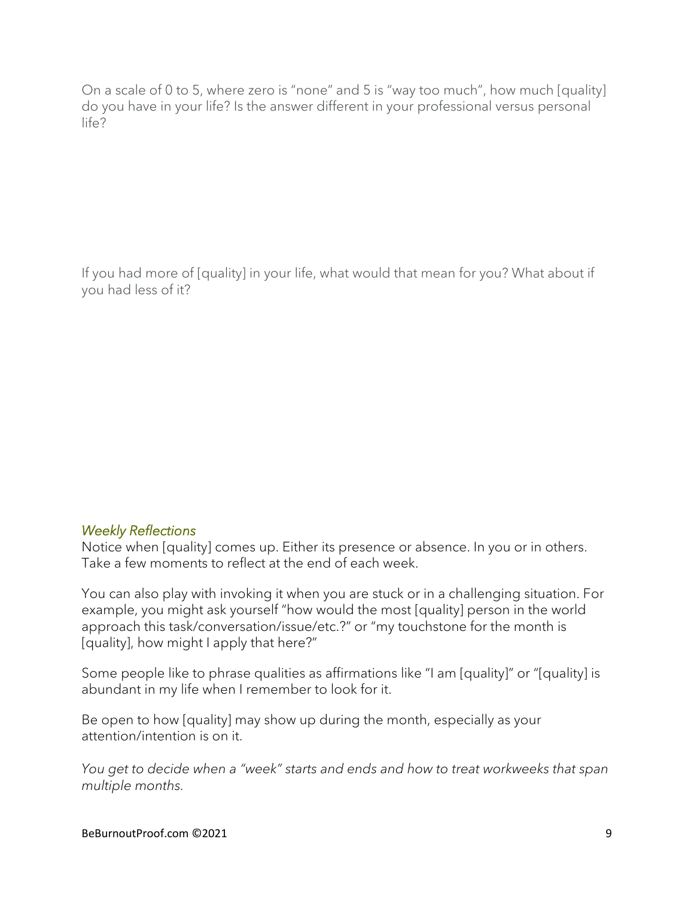On a scale of 0 to 5, where zero is "none" and 5 is "way too much", how much [quality] do you have in your life? Is the answer different in your professional versus personal life?

If you had more of [quality] in your life, what would that mean for you? What about if you had less of it?

### *Weekly Reflections*

Notice when [quality] comes up. Either its presence or absence. In you or in others. Take a few moments to reflect at the end of each week.

You can also play with invoking it when you are stuck or in a challenging situation. For example, you might ask yourself "how would the most [quality] person in the world approach this task/conversation/issue/etc.?" or "my touchstone for the month is [quality], how might I apply that here?"

Some people like to phrase qualities as affirmations like "I am [quality]" or "[quality] is abundant in my life when I remember to look for it.

Be open to how [quality] may show up during the month, especially as your attention/intention is on it.

*You get to decide when a "week" starts and ends and how to treat workweeks that span multiple months.*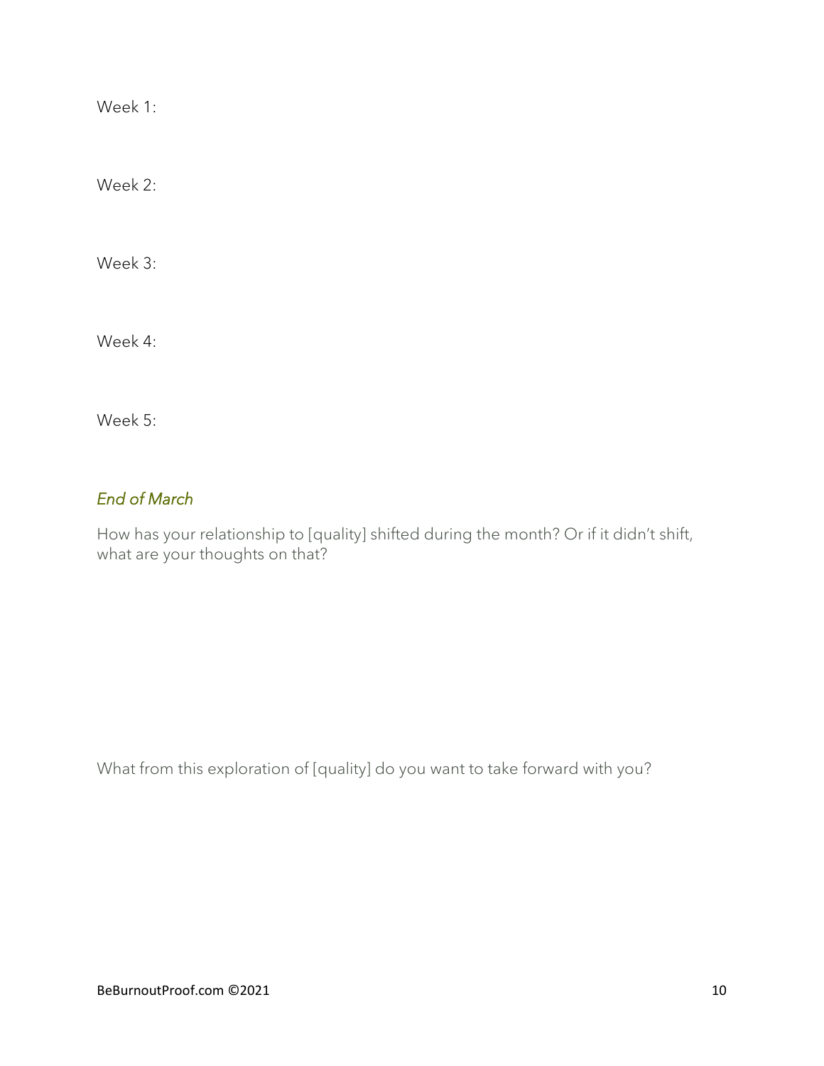Week 1:

Week 2:

Week 3:

Week 4:

Week 5:

### *End of March*

How has your relationship to [quality] shifted during the month? Or if it didn't shift, what are your thoughts on that?

What from this exploration of [quality] do you want to take forward with you?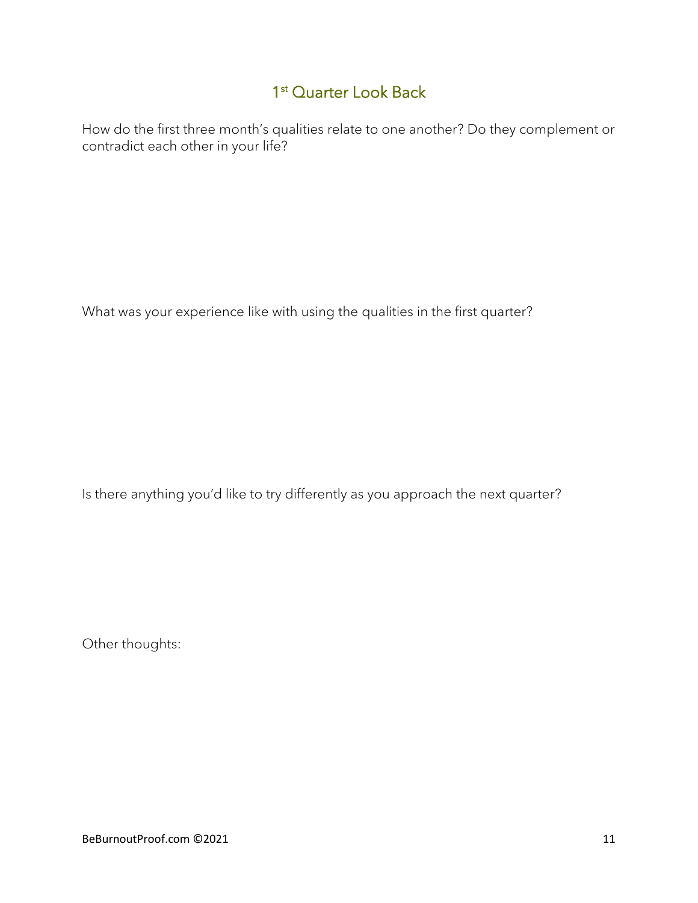## 1st Quarter Look Back

How do the first three month's qualities relate to one another? Do they complement or contradict each other in your life?

What was your experience like with using the qualities in the first quarter?

Is there anything you'd like to try differently as you approach the next quarter?

Other thoughts:

BeBurnoutProof.com ©2021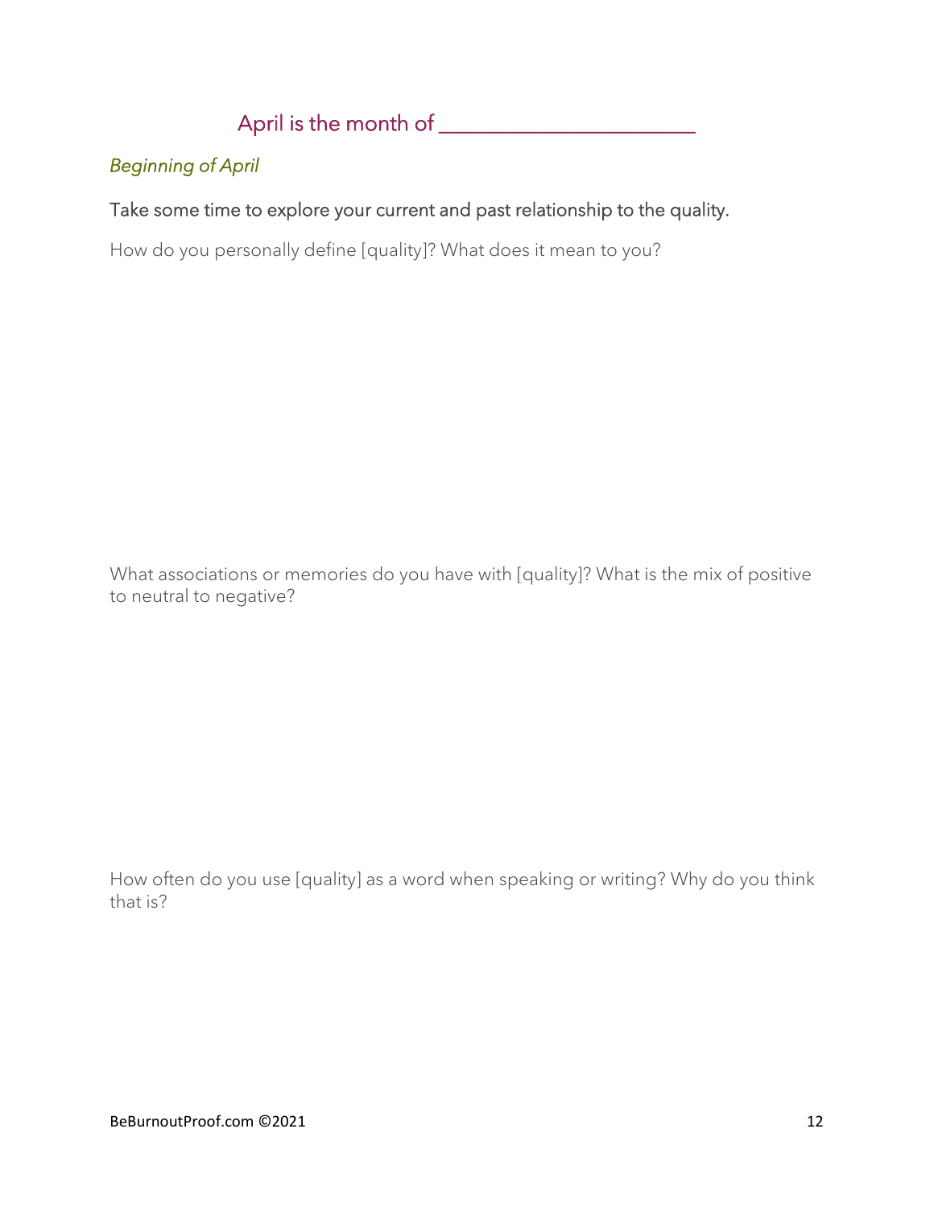## April is the month of ________________________

*Beginning of April*

Take some time to explore your current and past relationship to the quality.

How do you personally define [quality]? What does it mean to you?

What associations or memories do you have with [quality]? What is the mix of positive to neutral to negative?

How often do you use [quality] as a word when speaking or writing? Why do you think that is?

BeBurnoutProof.com ©2021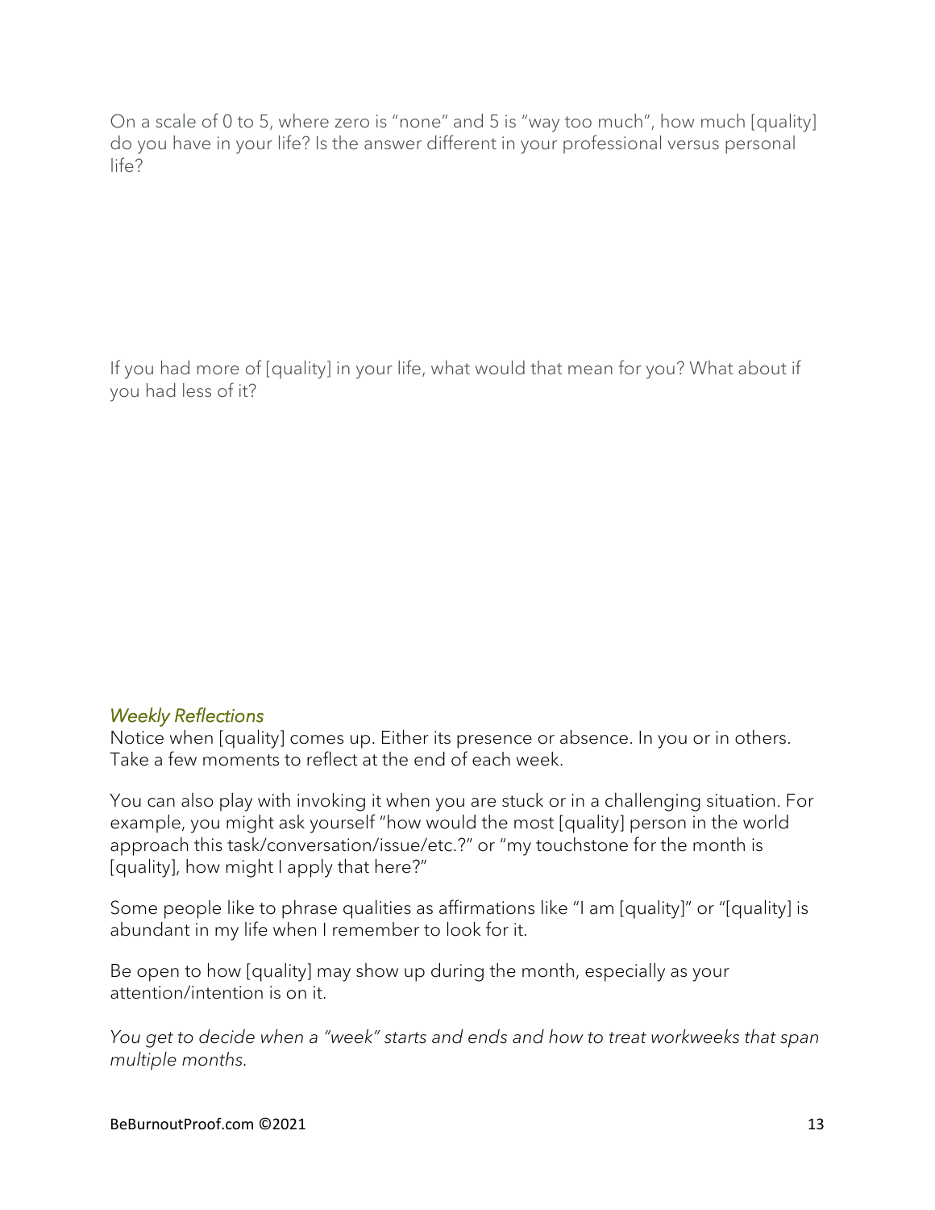On a scale of 0 to 5, where zero is "none" and 5 is "way too much", how much [quality] do you have in your life? Is the answer different in your professional versus personal life?

If you had more of [quality] in your life, what would that mean for you? What about if you had less of it?

### *Weekly Reflections*

Notice when [quality] comes up. Either its presence or absence. In you or in others. Take a few moments to reflect at the end of each week.

You can also play with invoking it when you are stuck or in a challenging situation. For example, you might ask yourself "how would the most [quality] person in the world approach this task/conversation/issue/etc.?" or "my touchstone for the month is [quality], how might I apply that here?"

Some people like to phrase qualities as affirmations like "I am [quality]" or "[quality] is abundant in my life when I remember to look for it.

Be open to how [quality] may show up during the month, especially as your attention/intention is on it.

*You get to decide when a "week" starts and ends and how to treat workweeks that span multiple months.*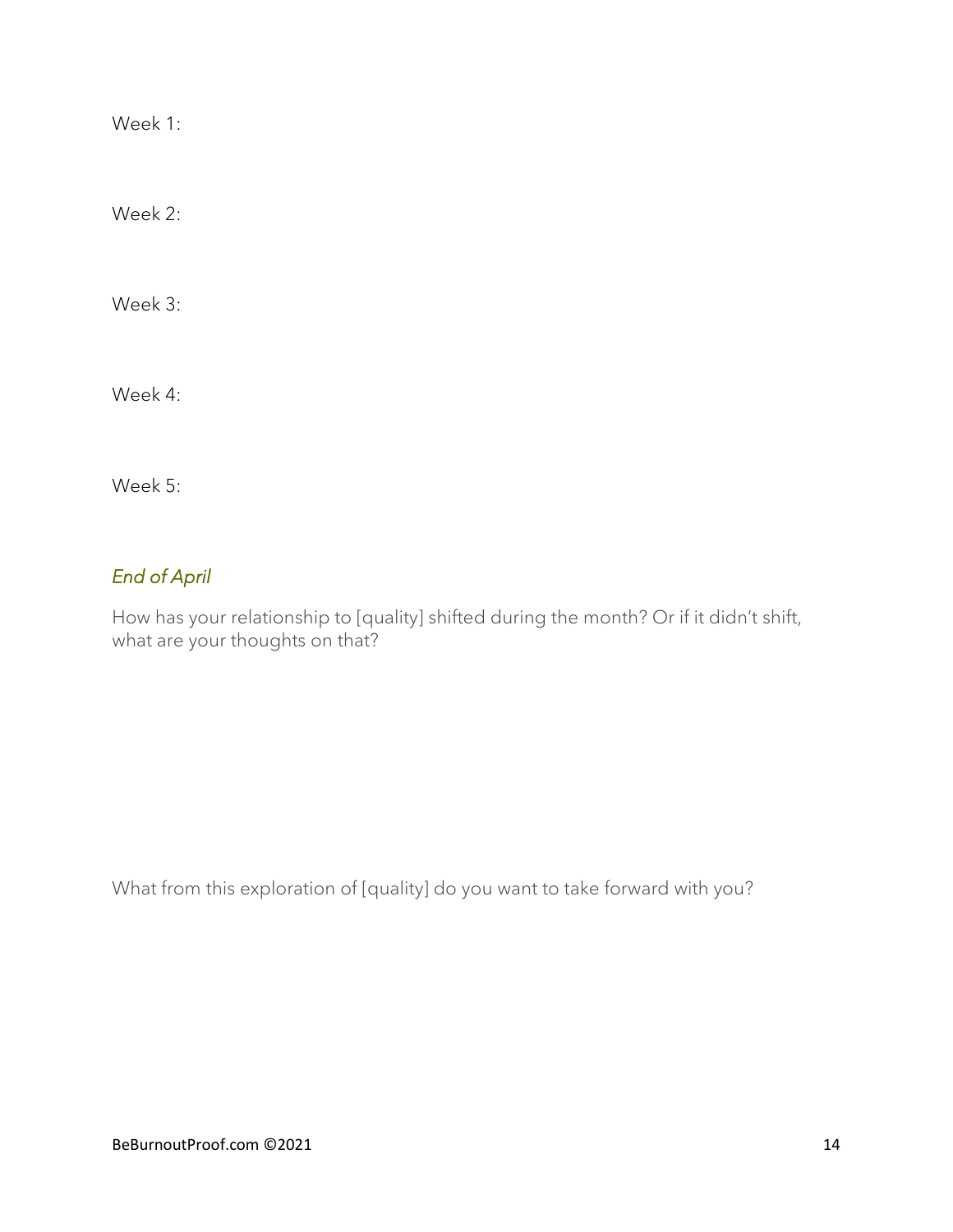Week 1:

Week 2:

Week 3:

Week 4:

Week 5:

## *End of April*

How has your relationship to [quality] shifted during the month? Or if it didn't shift, what are your thoughts on that?

What from this exploration of [quality] do you want to take forward with you?

BeBurnoutProof.com ©2021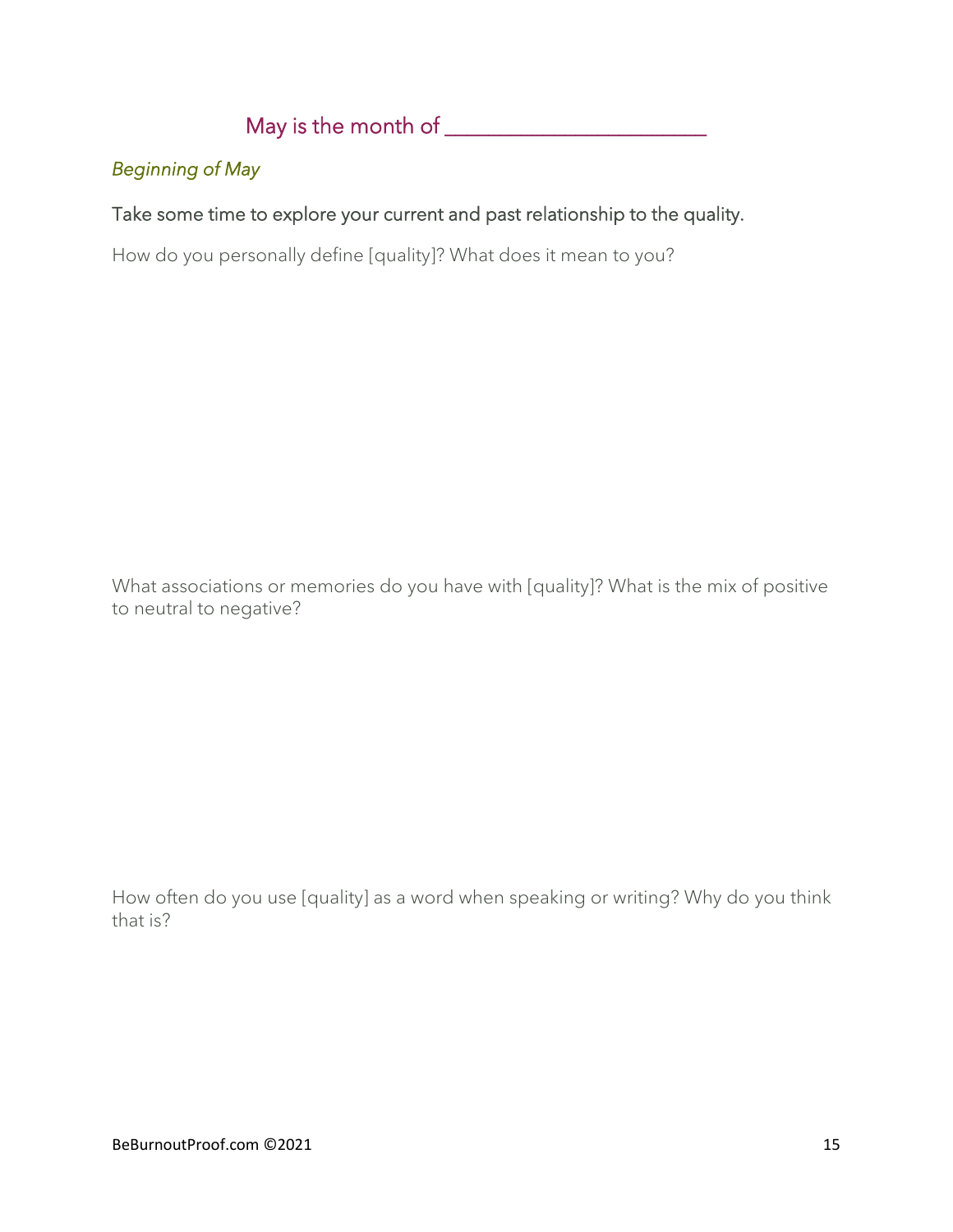## May is the month of _______________________

*Beginning of May*

### Take some time to explore your current and past relationship to the quality.

How do you personally define [quality]? What does it mean to you?

What associations or memories do you have with [quality]? What is the mix of positive to neutral to negative?

How often do you use [quality] as a word when speaking or writing? Why do you think that is?

BeBurnoutProof.com ©2021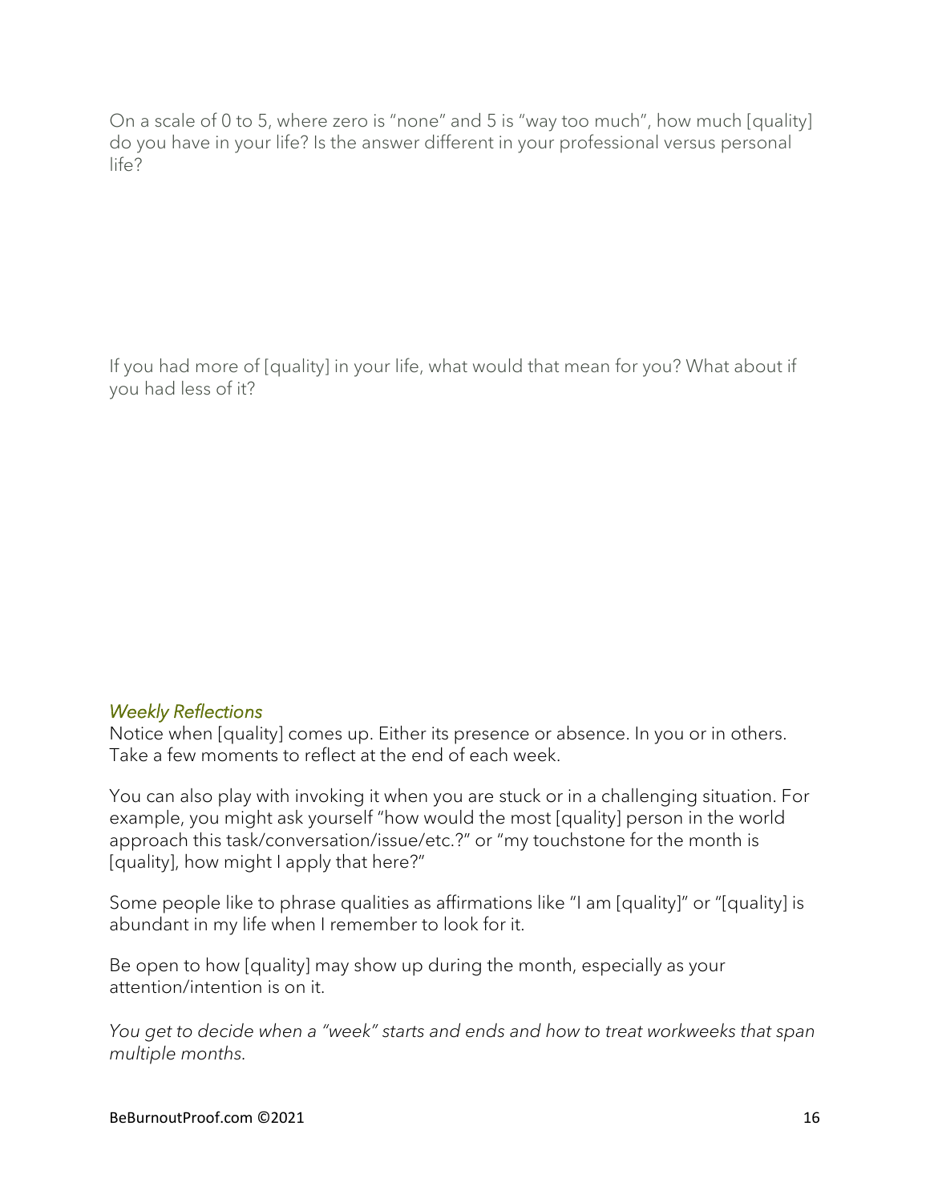On a scale of 0 to 5, where zero is "none" and 5 is "way too much", how much [quality] do you have in your life? Is the answer different in your professional versus personal life?

If you had more of [quality] in your life, what would that mean for you? What about if you had less of it?

### *Weekly Reflections*

Notice when [quality] comes up. Either its presence or absence. In you or in others. Take a few moments to reflect at the end of each week.

You can also play with invoking it when you are stuck or in a challenging situation. For example, you might ask yourself "how would the most [quality] person in the world approach this task/conversation/issue/etc.?" or "my touchstone for the month is [quality], how might I apply that here?"

Some people like to phrase qualities as affirmations like "I am [quality]" or "[quality] is abundant in my life when I remember to look for it.

Be open to how [quality] may show up during the month, especially as your attention/intention is on it.

*You get to decide when a "week" starts and ends and how to treat workweeks that span multiple months.*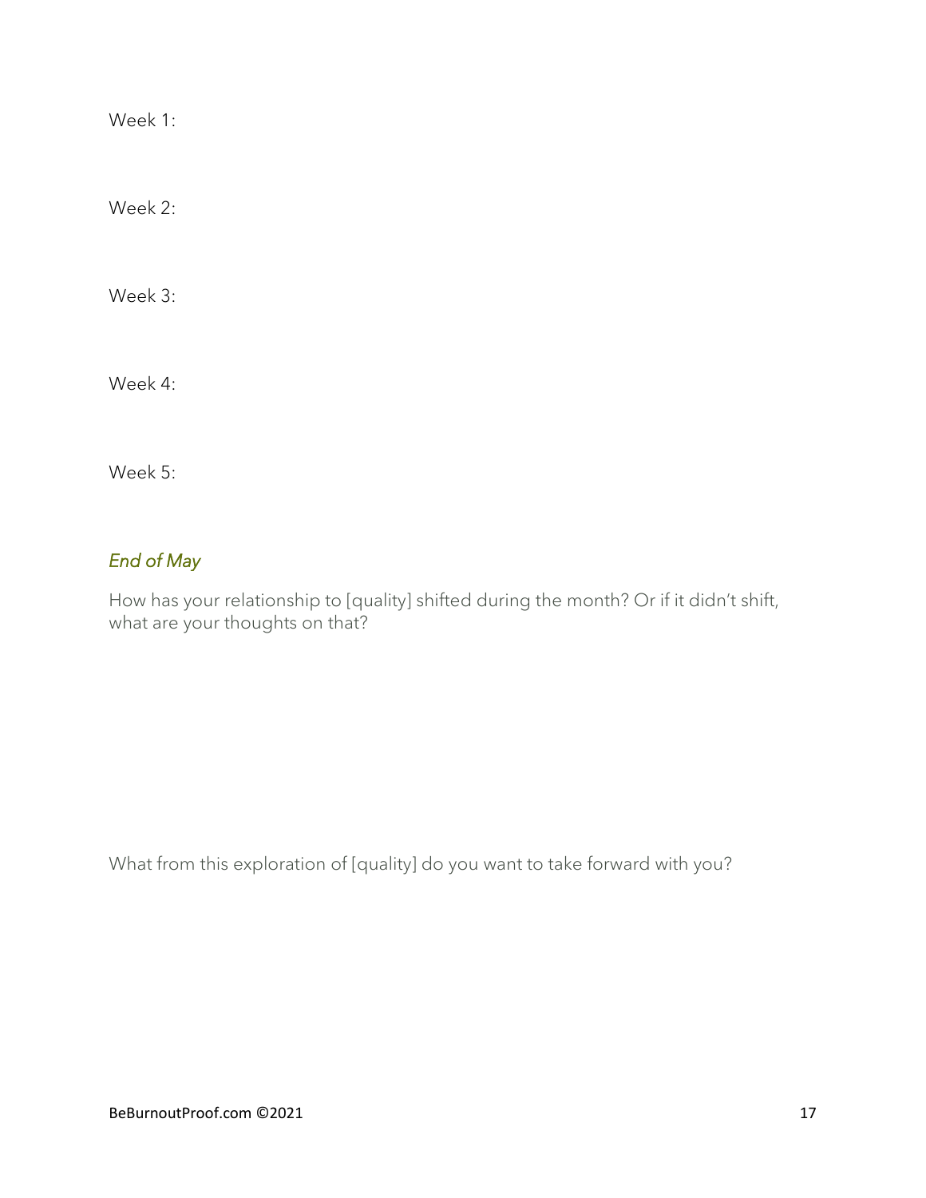Week 1:

Week 2:

Week 3:

Week 4:

Week 5:

### *End of May*

How has your relationship to [quality] shifted during the month? Or if it didn't shift, what are your thoughts on that?

What from this exploration of [quality] do you want to take forward with you?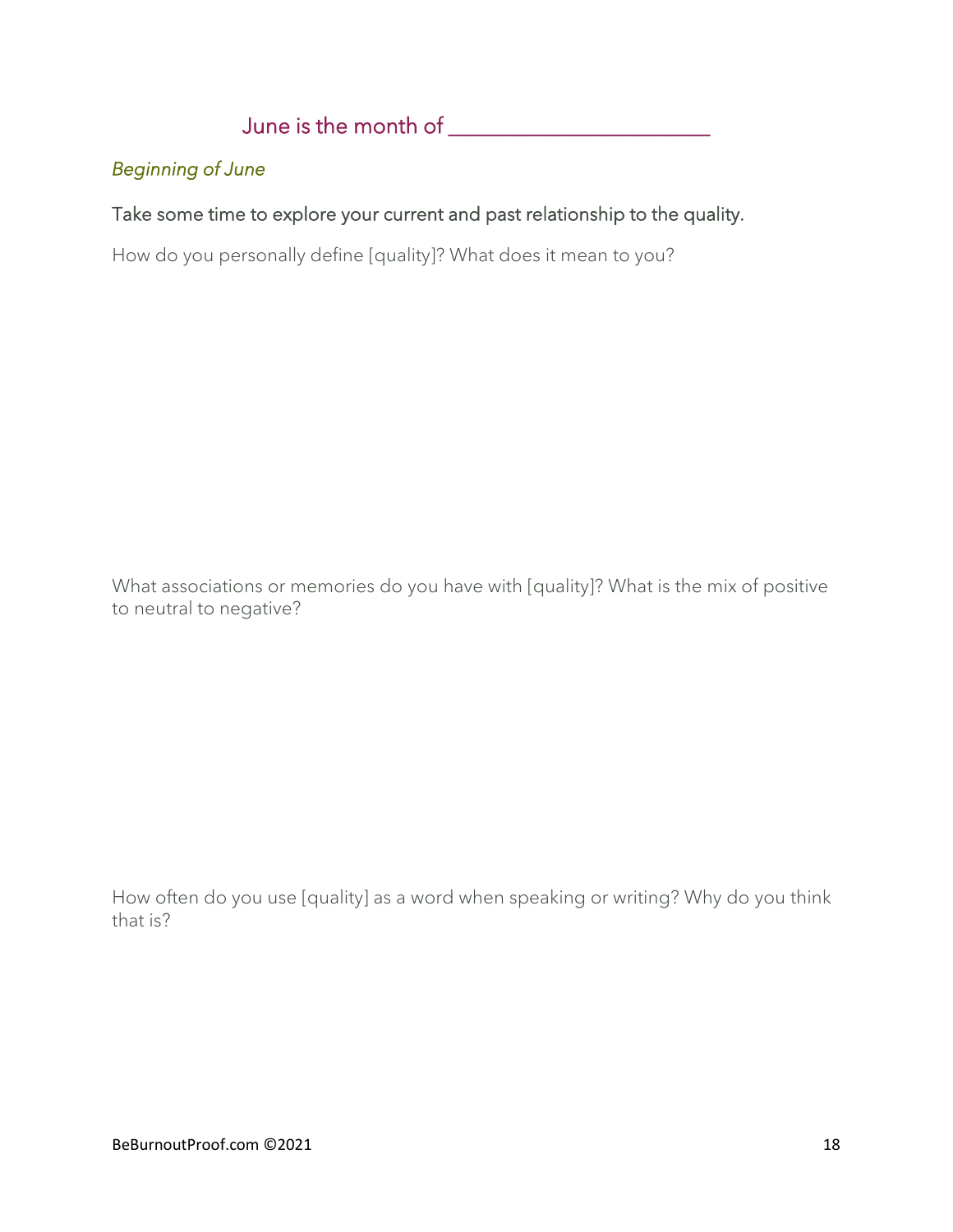## June is the month of _______________________

*Beginning of June*

### Take some time to explore your current and past relationship to the quality.

How do you personally define [quality]? What does it mean to you?

What associations or memories do you have with [quality]? What is the mix of positive to neutral to negative?

How often do you use [quality] as a word when speaking or writing? Why do you think that is?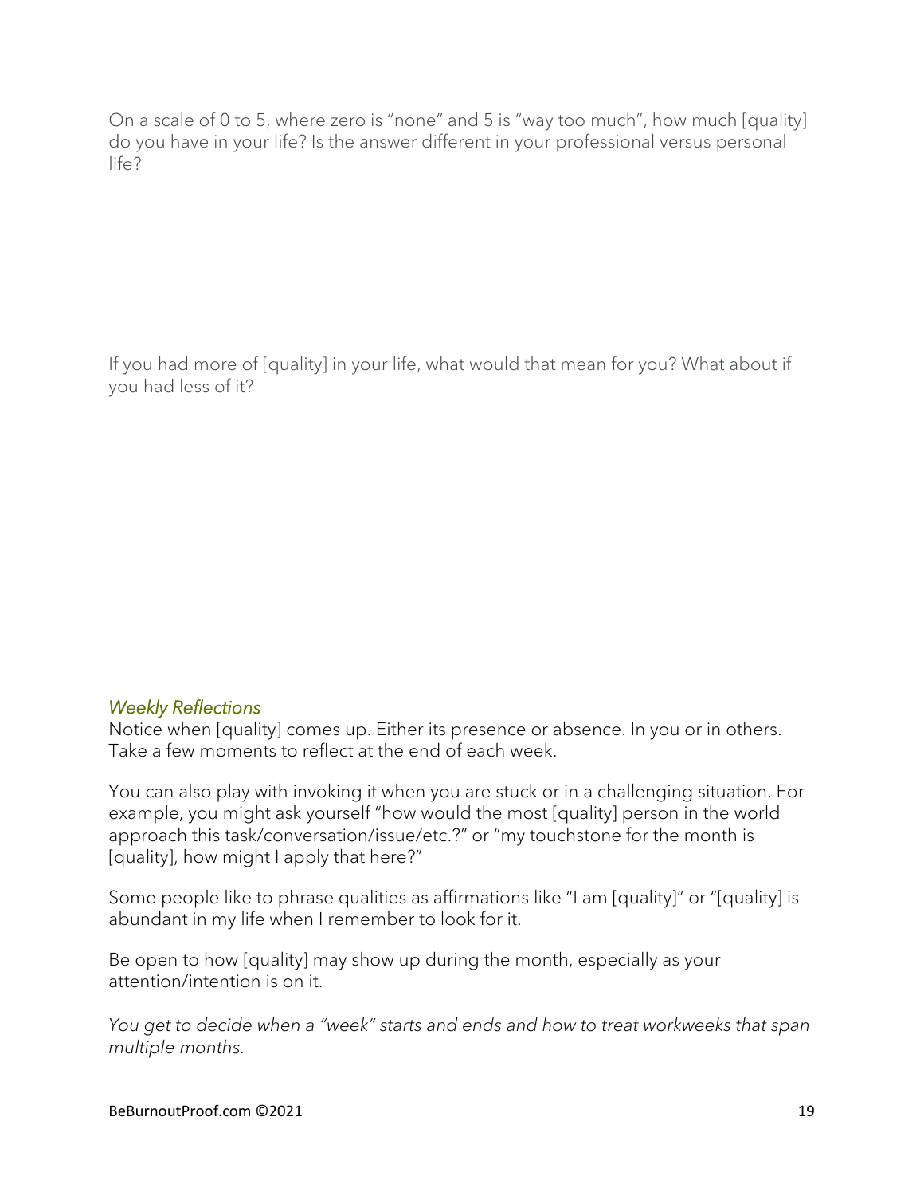On a scale of 0 to 5, where zero is "none" and 5 is "way too much", how much [quality] do you have in your life? Is the answer different in your professional versus personal life?

If you had more of [quality] in your life, what would that mean for you? What about if you had less of it?

### *Weekly Reflections*

Notice when [quality] comes up. Either its presence or absence. In you or in others. Take a few moments to reflect at the end of each week.

You can also play with invoking it when you are stuck or in a challenging situation. For example, you might ask yourself "how would the most [quality] person in the world approach this task/conversation/issue/etc.?" or "my touchstone for the month is [quality], how might I apply that here?"

Some people like to phrase qualities as affirmations like "I am [quality]" or "[quality] is abundant in my life when I remember to look for it.

Be open to how [quality] may show up during the month, especially as your attention/intention is on it.

*You get to decide when a "week" starts and ends and how to treat workweeks that span multiple months.*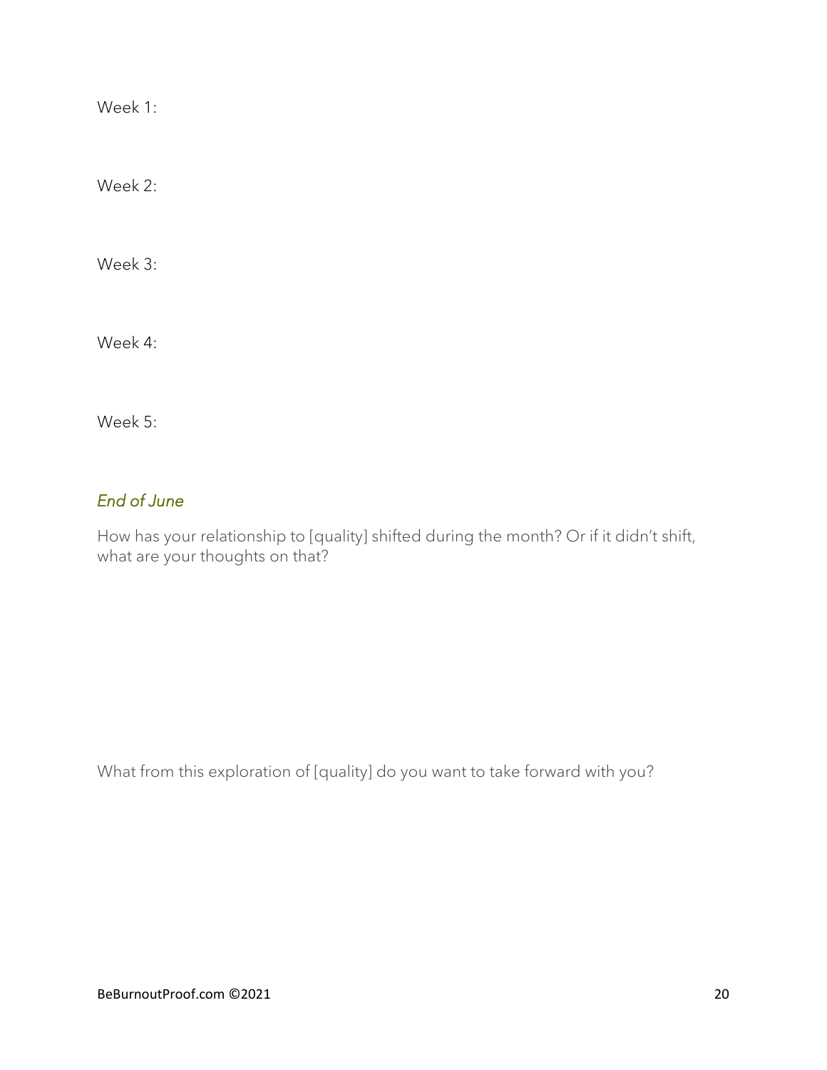Week 1:

Week 2:

Week 3:

Week 4:

Week 5:

### *End of June*

How has your relationship to [quality] shifted during the month? Or if it didn't shift, what are your thoughts on that?

What from this exploration of [quality] do you want to take forward with you?

BeBurnoutProof.com ©2021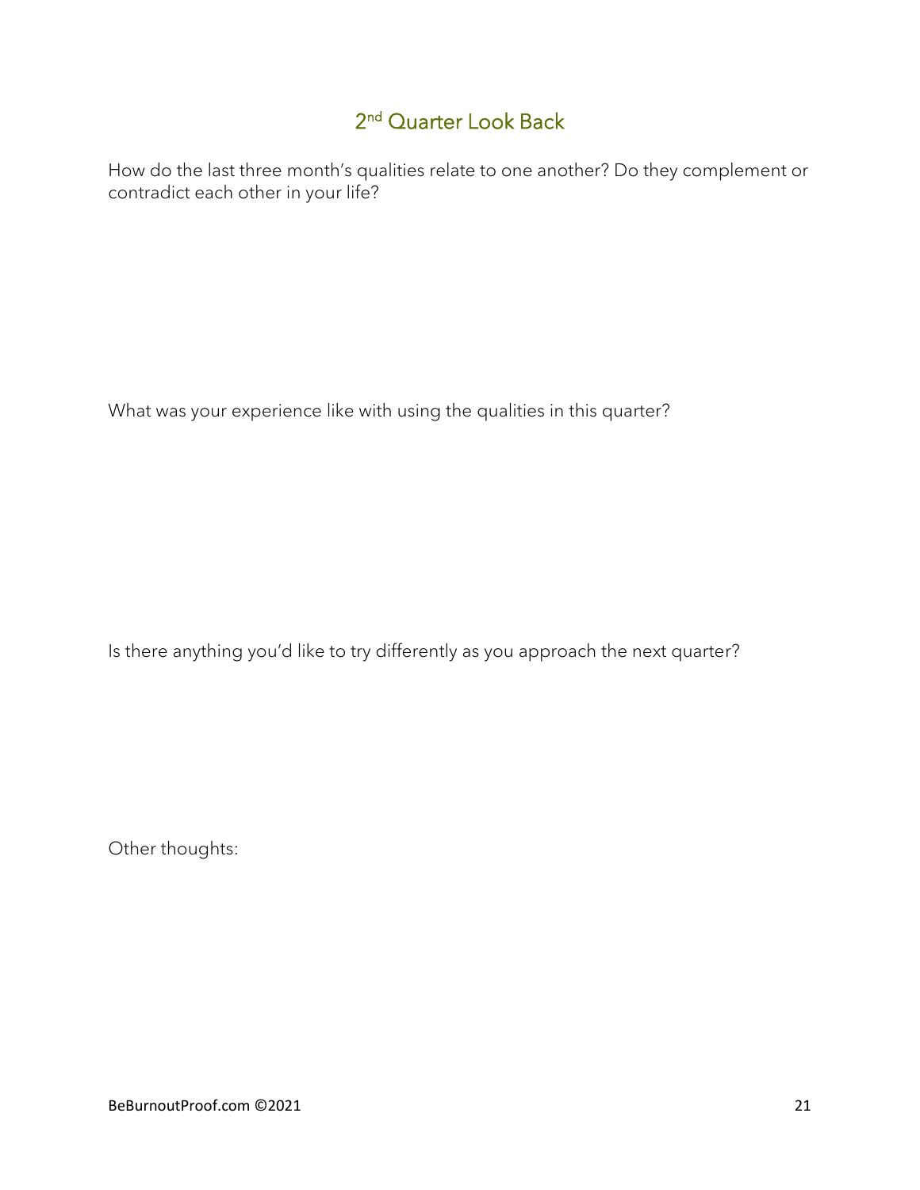## 2nd Quarter Look Back

How do the last three month's qualities relate to one another? Do they complement or contradict each other in your life?

What was your experience like with using the qualities in this quarter?

Is there anything you'd like to try differently as you approach the next quarter?

Other thoughts: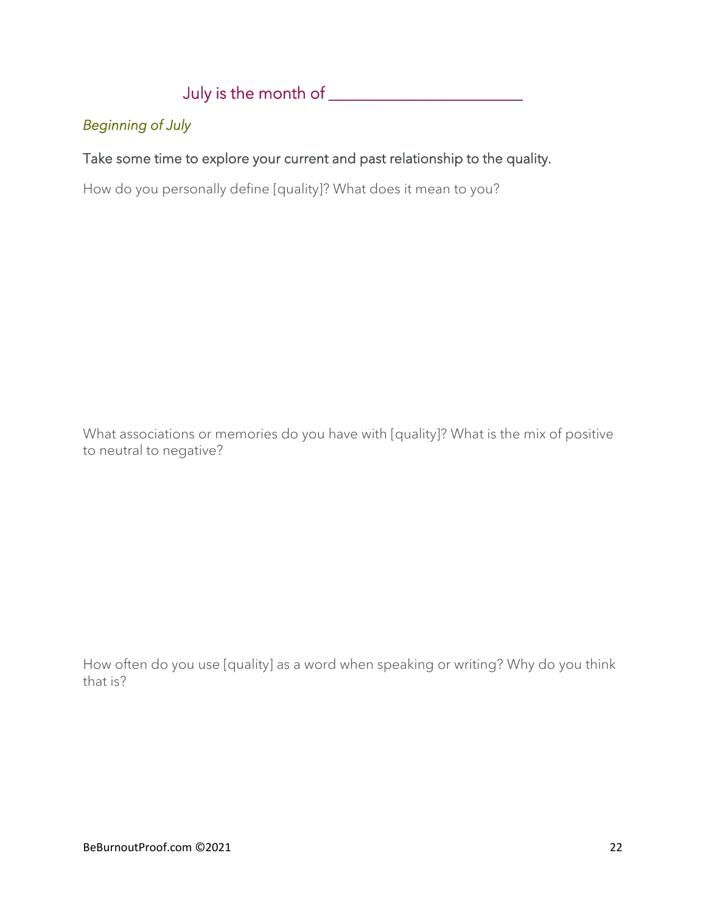## July is the month of _______________________

*Beginning of July*

Take some time to explore your current and past relationship to the quality.

How do you personally define [quality]? What does it mean to you?

What associations or memories do you have with [quality]? What is the mix of positive to neutral to negative?

How often do you use [quality] as a word when speaking or writing? Why do you think that is?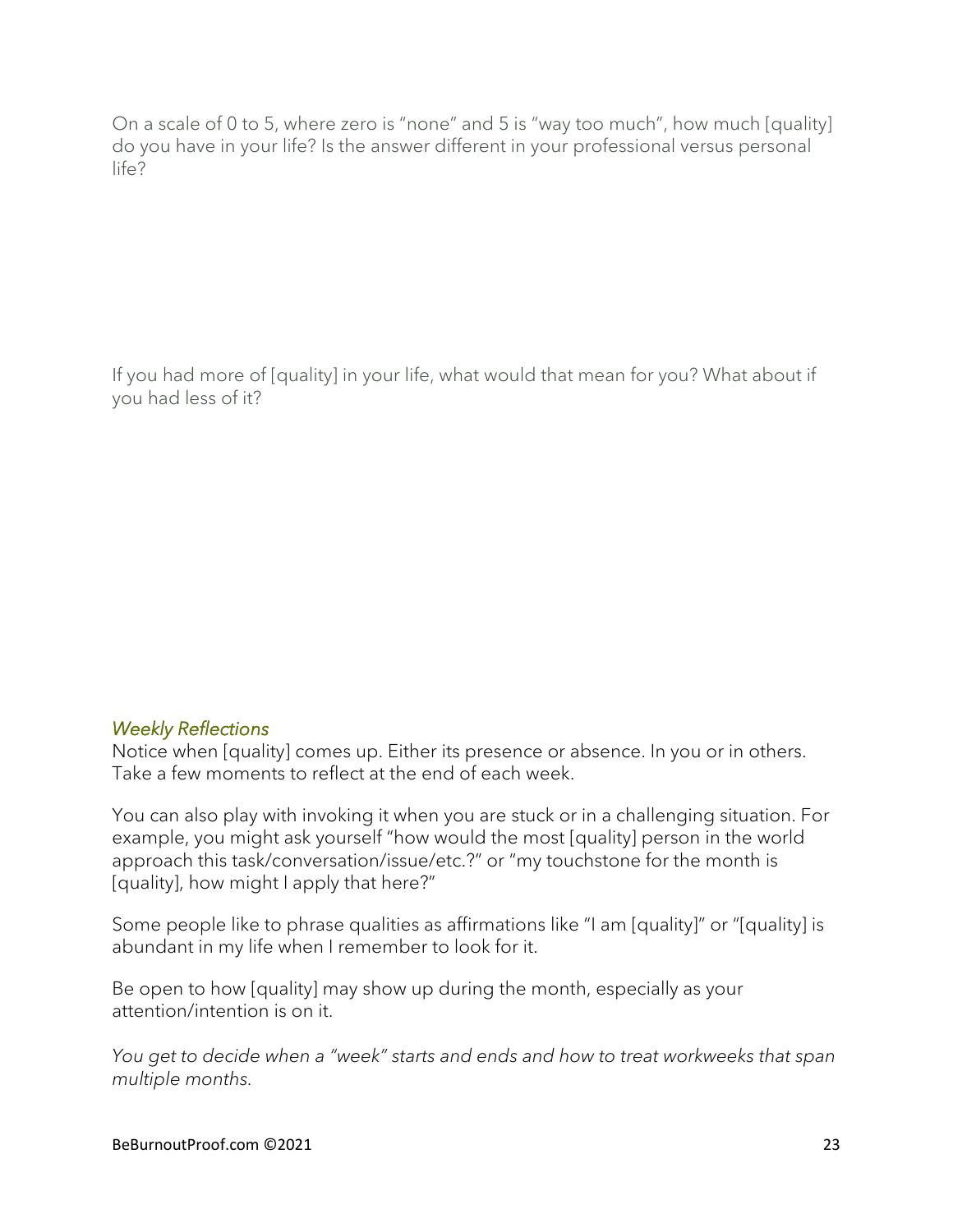On a scale of 0 to 5, where zero is "none" and 5 is "way too much", how much [quality] do you have in your life? Is the answer different in your professional versus personal life?

If you had more of [quality] in your life, what would that mean for you? What about if you had less of it?

### *Weekly Reflections*

Notice when [quality] comes up. Either its presence or absence. In you or in others. Take a few moments to reflect at the end of each week.

You can also play with invoking it when you are stuck or in a challenging situation. For example, you might ask yourself "how would the most [quality] person in the world approach this task/conversation/issue/etc.?" or "my touchstone for the month is [quality], how might I apply that here?"

Some people like to phrase qualities as affirmations like "I am [quality]" or "[quality] is abundant in my life when I remember to look for it.

Be open to how [quality] may show up during the month, especially as your attention/intention is on it.

*You get to decide when a "week" starts and ends and how to treat workweeks that span multiple months.*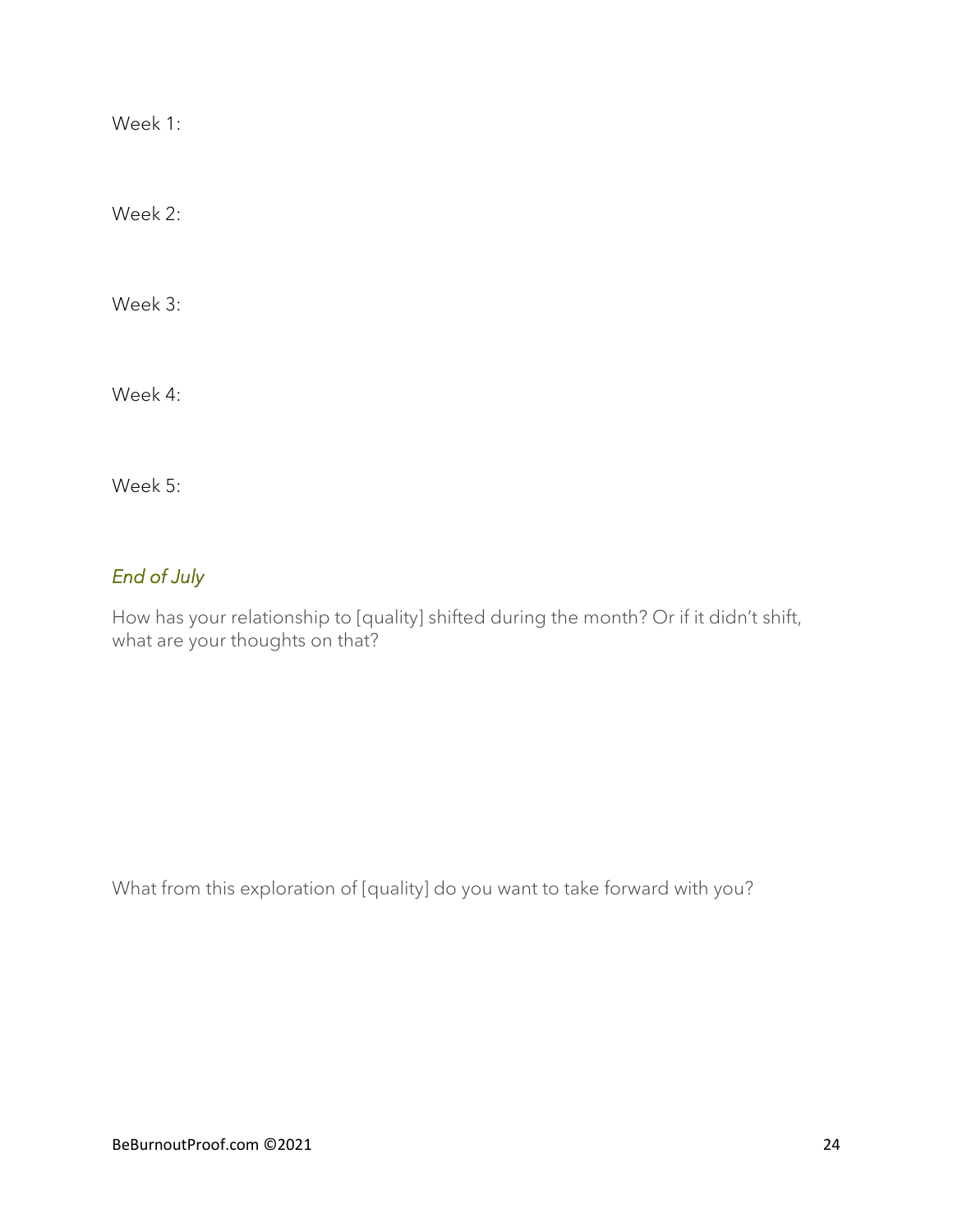Week 1:

Week 2:

Week 3:

Week 4:

Week 5:

### *End of July*

How has your relationship to [quality] shifted during the month? Or if it didn't shift, what are your thoughts on that?

What from this exploration of [quality] do you want to take forward with you?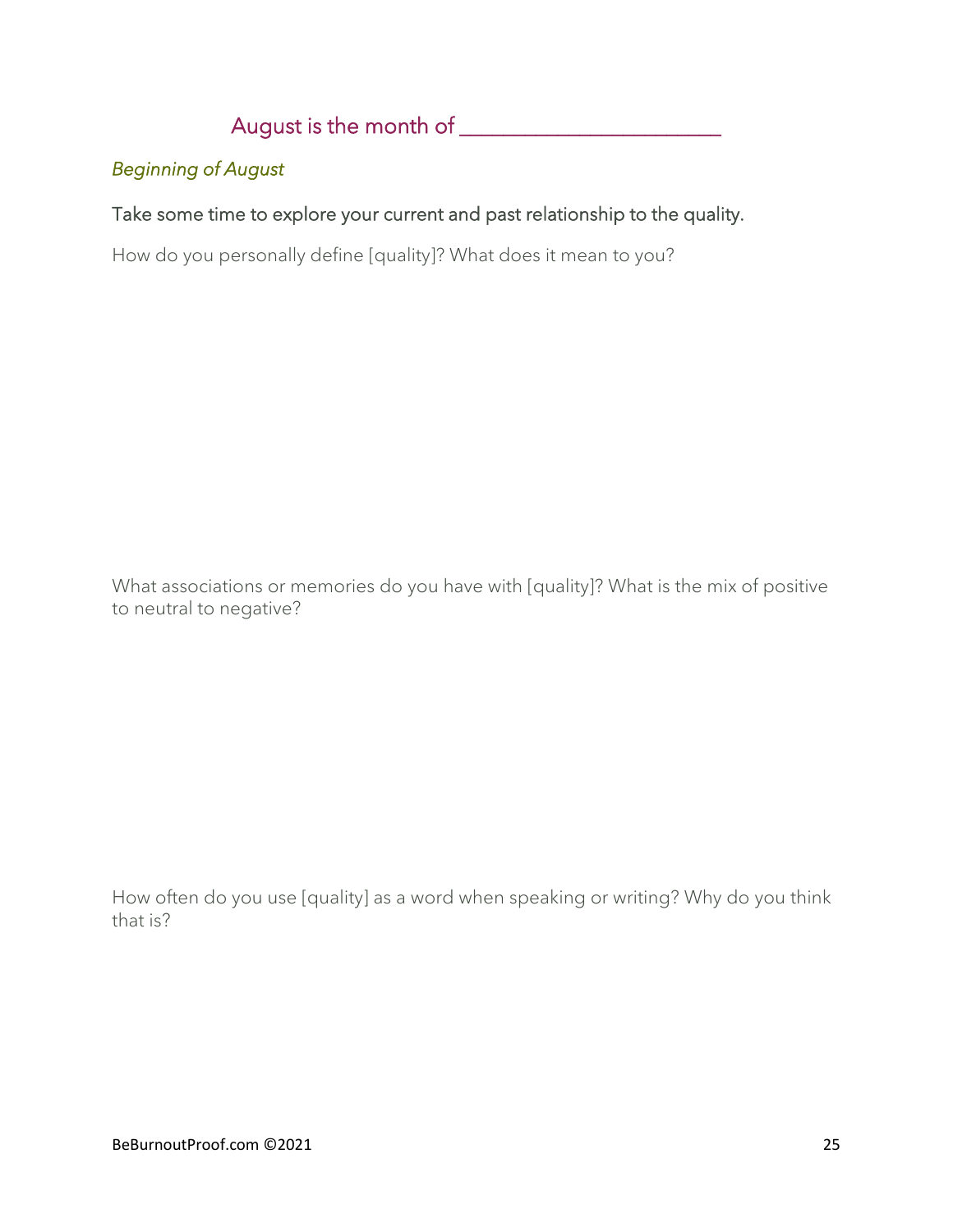# August is the month of ______________________

*Beginning of August*

Take some time to explore your current and past relationship to the quality.

How do you personally define [quality]? What does it mean to you?

What associations or memories do you have with [quality]? What is the mix of positive to neutral to negative?

How often do you use [quality] as a word when speaking or writing? Why do you think that is?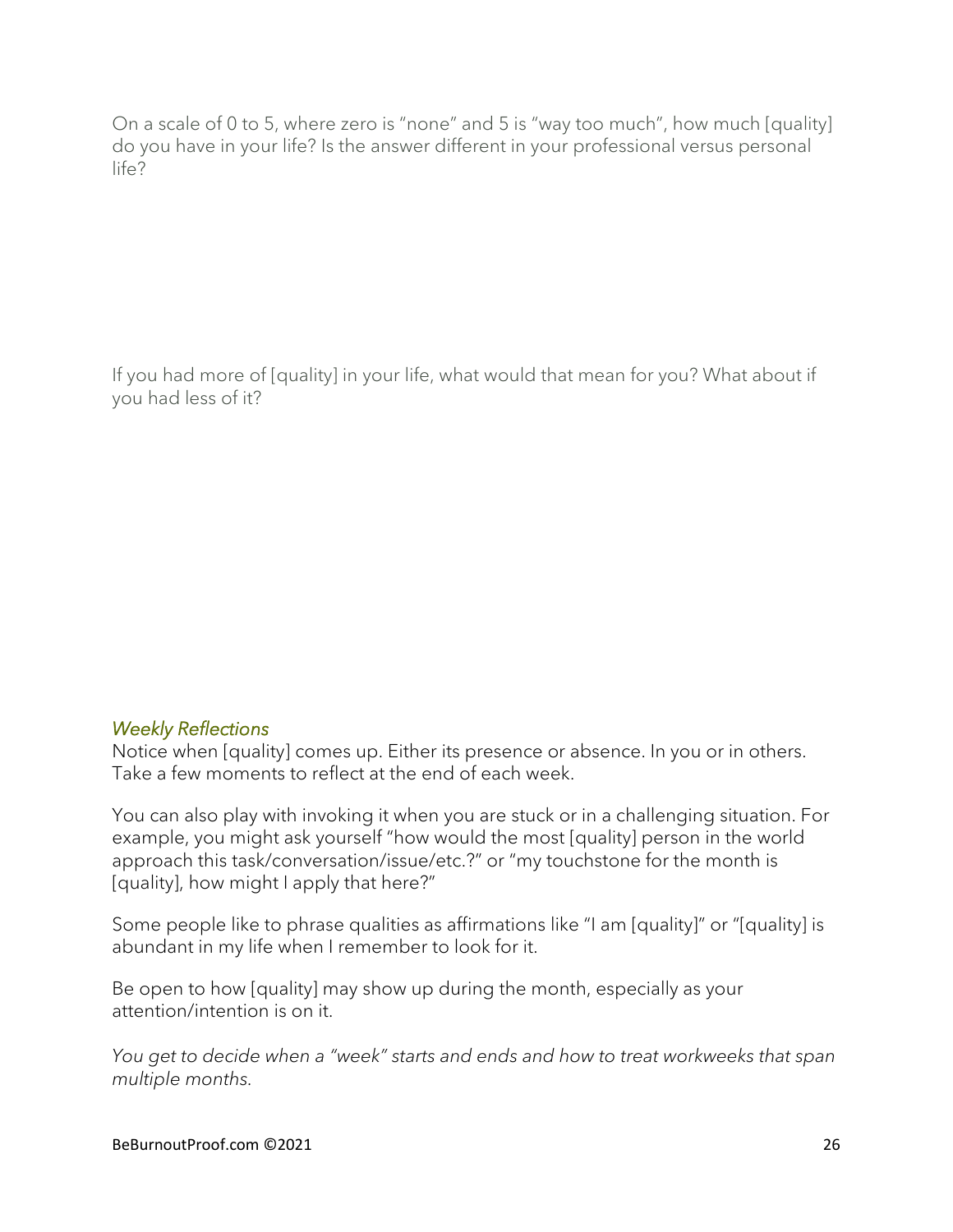On a scale of 0 to 5, where zero is "none" and 5 is "way too much", how much [quality] do you have in your life? Is the answer different in your professional versus personal life?

If you had more of [quality] in your life, what would that mean for you? What about if you had less of it?

### *Weekly Reflections*

Notice when [quality] comes up. Either its presence or absence. In you or in others. Take a few moments to reflect at the end of each week.

You can also play with invoking it when you are stuck or in a challenging situation. For example, you might ask yourself "how would the most [quality] person in the world approach this task/conversation/issue/etc.?" or "my touchstone for the month is [quality], how might I apply that here?"

Some people like to phrase qualities as affirmations like "I am [quality]" or "[quality] is abundant in my life when I remember to look for it.

Be open to how [quality] may show up during the month, especially as your attention/intention is on it.

*You get to decide when a "week" starts and ends and how to treat workweeks that span multiple months.*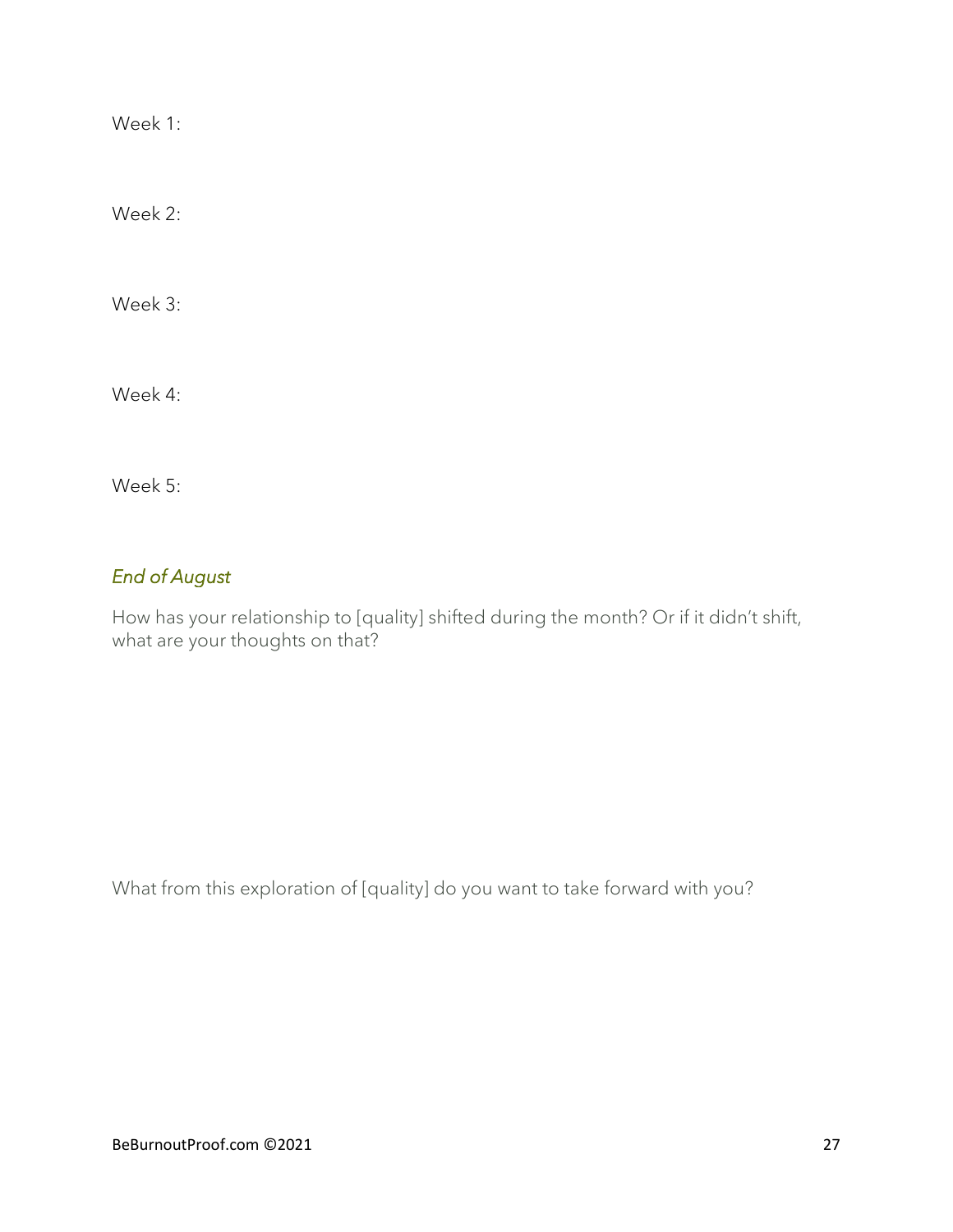Week 1:

Week 2:

Week 3:

Week 4:

Week 5:

### *End of August*

How has your relationship to [quality] shifted during the month? Or if it didn't shift, what are your thoughts on that?

What from this exploration of [quality] do you want to take forward with you?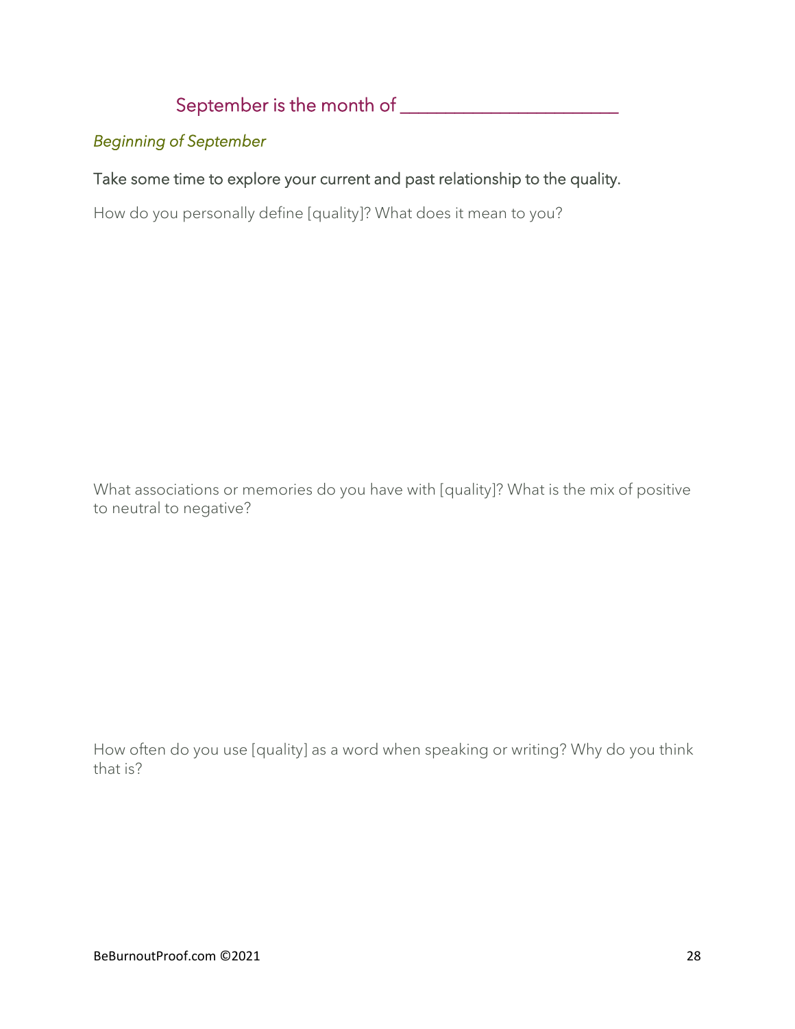## September is the month of ______________________

*Beginning of September*

Take some time to explore your current and past relationship to the quality.

How do you personally define [quality]? What does it mean to you?

What associations or memories do you have with [quality]? What is the mix of positive to neutral to negative?

How often do you use [quality] as a word when speaking or writing? Why do you think that is?

BeBurnoutProof.com ©2021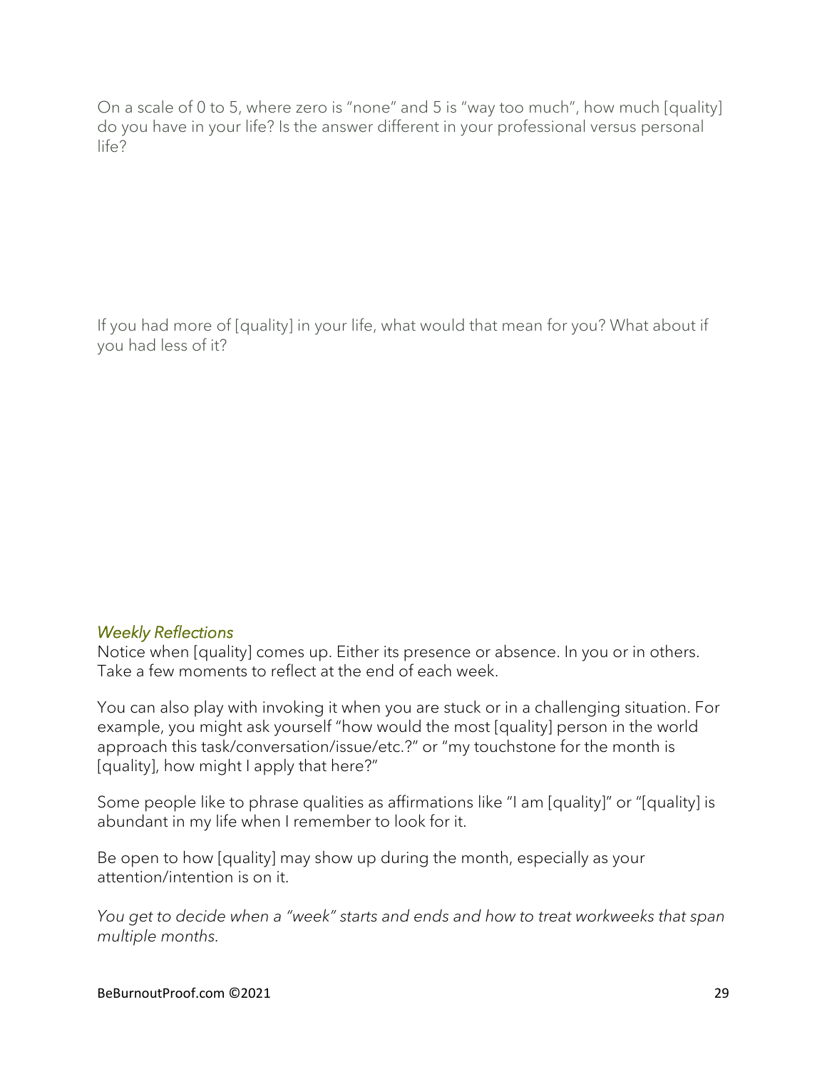On a scale of 0 to 5, where zero is "none" and 5 is "way too much", how much [quality] do you have in your life? Is the answer different in your professional versus personal life?

If you had more of [quality] in your life, what would that mean for you? What about if you had less of it?

### *Weekly Reflections*

Notice when [quality] comes up. Either its presence or absence. In you or in others. Take a few moments to reflect at the end of each week.

You can also play with invoking it when you are stuck or in a challenging situation. For example, you might ask yourself "how would the most [quality] person in the world approach this task/conversation/issue/etc.?" or "my touchstone for the month is [quality], how might I apply that here?"

Some people like to phrase qualities as affirmations like "I am [quality]" or "[quality] is abundant in my life when I remember to look for it.

Be open to how [quality] may show up during the month, especially as your attention/intention is on it.

*You get to decide when a "week" starts and ends and how to treat workweeks that span multiple months.*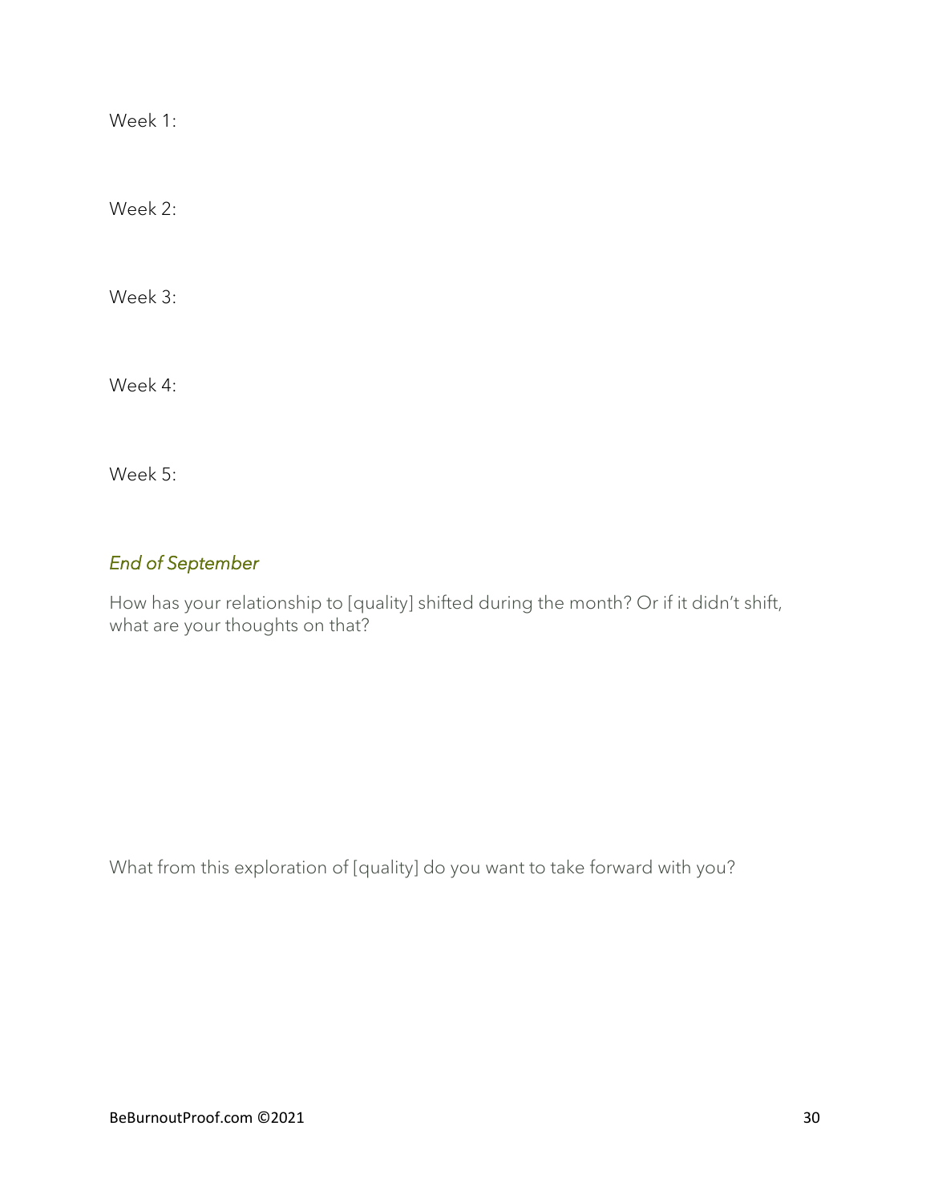Week 1:

Week 2:

Week 3:

Week 4:

Week 5:

### *End of September*

How has your relationship to [quality] shifted during the month? Or if it didn't shift, what are your thoughts on that?

What from this exploration of [quality] do you want to take forward with you?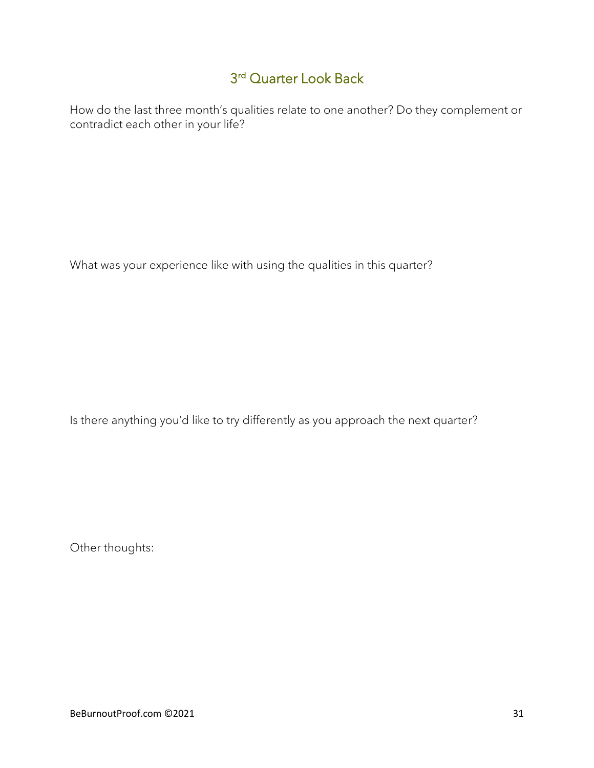## 3rd Quarter Look Back

How do the last three month's qualities relate to one another? Do they complement or contradict each other in your life?

What was your experience like with using the qualities in this quarter?

Is there anything you'd like to try differently as you approach the next quarter?

Other thoughts: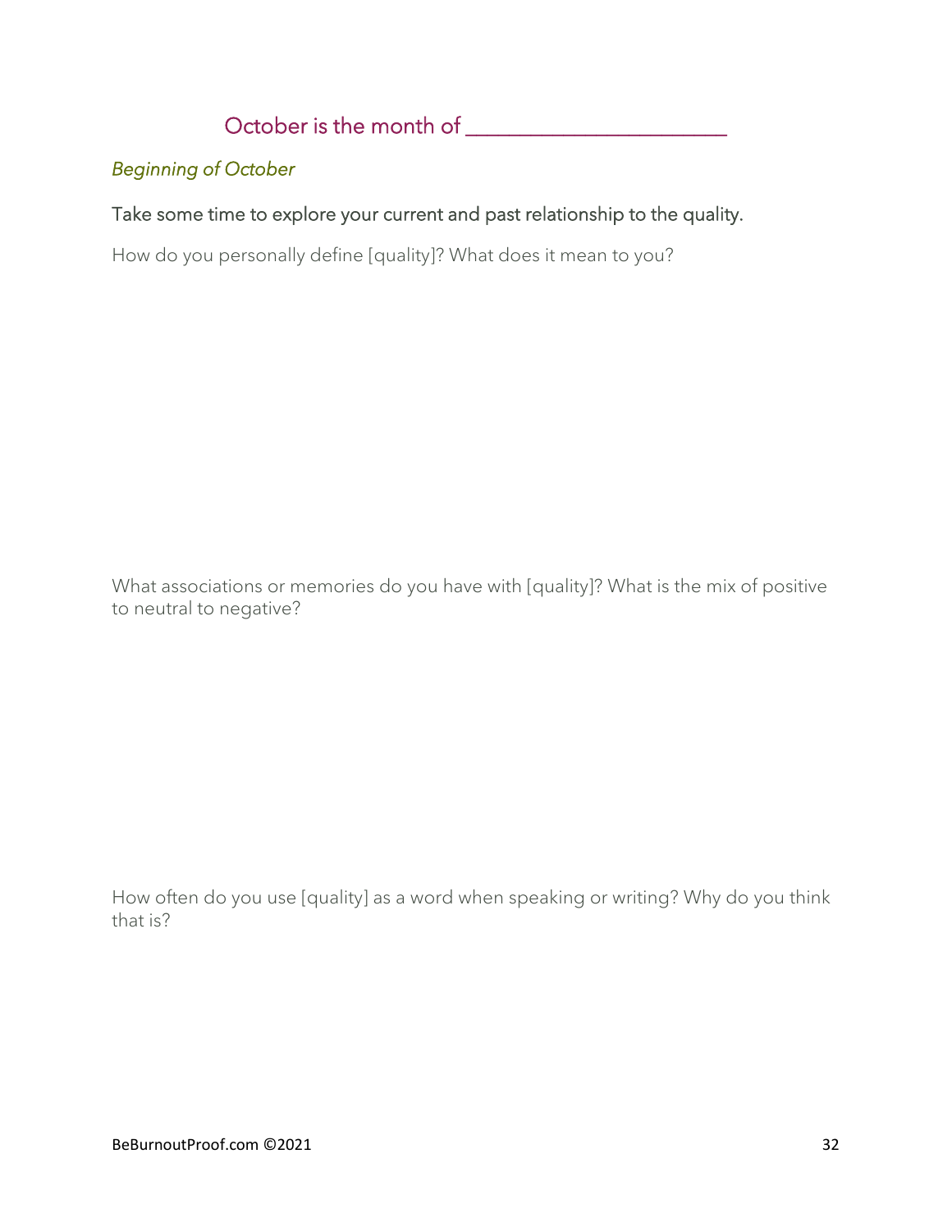## October is the month of _______________________

*Beginning of October*

### Take some time to explore your current and past relationship to the quality.

How do you personally define [quality]? What does it mean to you?

What associations or memories do you have with [quality]? What is the mix of positive to neutral to negative?

How often do you use [quality] as a word when speaking or writing? Why do you think that is?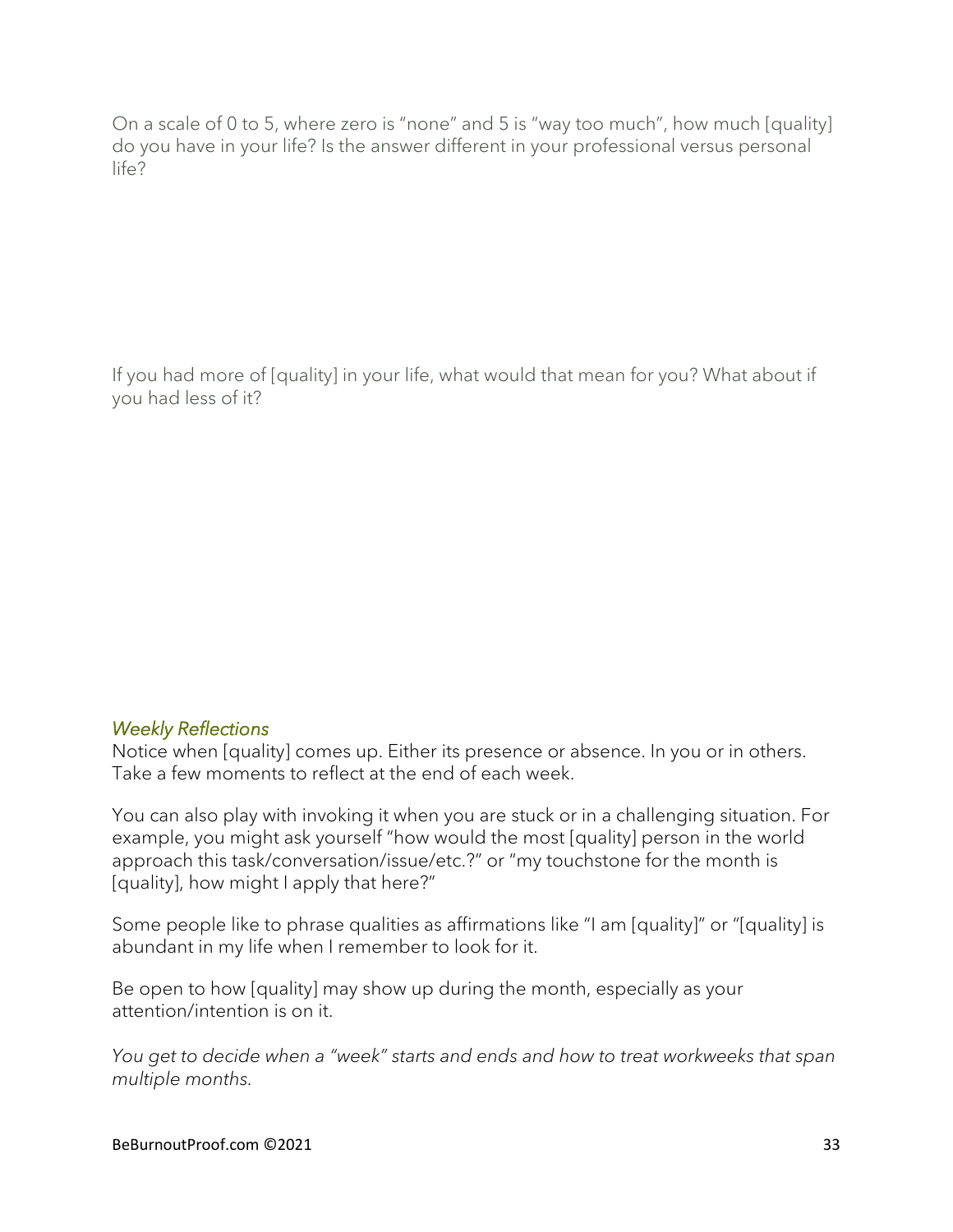On a scale of 0 to 5, where zero is "none" and 5 is "way too much", how much [quality] do you have in your life? Is the answer different in your professional versus personal life?

If you had more of [quality] in your life, what would that mean for you? What about if you had less of it?

### *Weekly Reflections*

Notice when [quality] comes up. Either its presence or absence. In you or in others. Take a few moments to reflect at the end of each week.

You can also play with invoking it when you are stuck or in a challenging situation. For example, you might ask yourself "how would the most [quality] person in the world approach this task/conversation/issue/etc.?" or "my touchstone for the month is [quality], how might I apply that here?"

Some people like to phrase qualities as affirmations like "I am [quality]" or "[quality] is abundant in my life when I remember to look for it.

Be open to how [quality] may show up during the month, especially as your attention/intention is on it.

*You get to decide when a "week" starts and ends and how to treat workweeks that span multiple months.*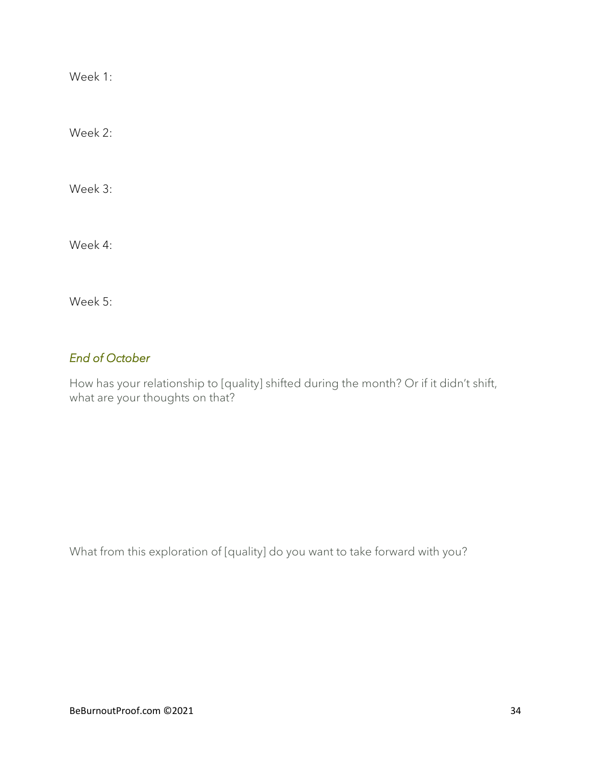Week 1:

Week 2:

Week 3:

Week 4:

Week 5:

### *End of October*

How has your relationship to [quality] shifted during the month? Or if it didn't shift, what are your thoughts on that?

What from this exploration of [quality] do you want to take forward with you?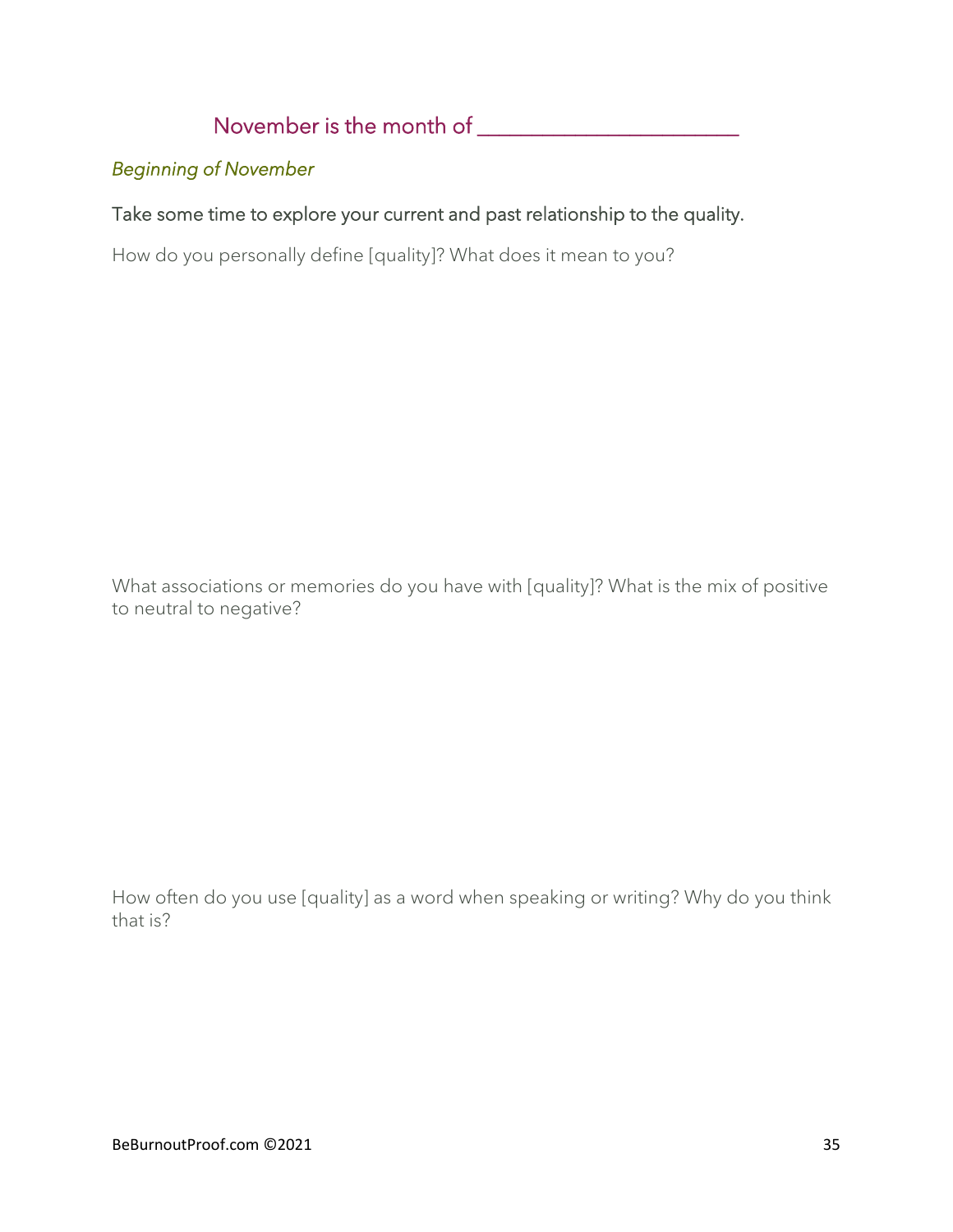## November is the month of ______________________

*Beginning of November*

### Take some time to explore your current and past relationship to the quality.

How do you personally define [quality]? What does it mean to you?

What associations or memories do you have with [quality]? What is the mix of positive to neutral to negative?

How often do you use [quality] as a word when speaking or writing? Why do you think that is?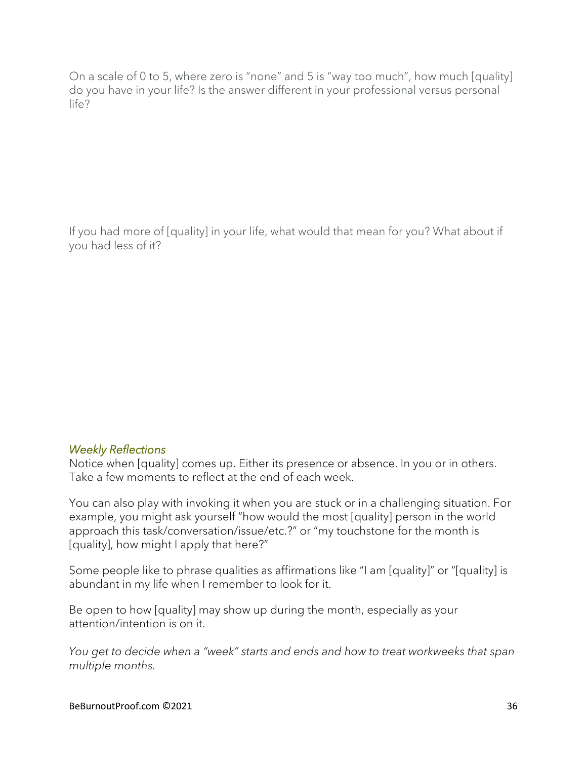On a scale of 0 to 5, where zero is "none" and 5 is "way too much", how much [quality] do you have in your life? Is the answer different in your professional versus personal life?

If you had more of [quality] in your life, what would that mean for you? What about if you had less of it?

### *Weekly Reflections*

Notice when [quality] comes up. Either its presence or absence. In you or in others. Take a few moments to reflect at the end of each week.

You can also play with invoking it when you are stuck or in a challenging situation. For example, you might ask yourself "how would the most [quality] person in the world approach this task/conversation/issue/etc.?" or "my touchstone for the month is [quality], how might I apply that here?"

Some people like to phrase qualities as affirmations like "I am [quality]" or "[quality] is abundant in my life when I remember to look for it.

Be open to how [quality] may show up during the month, especially as your attention/intention is on it.

*You get to decide when a "week" starts and ends and how to treat workweeks that span multiple months.*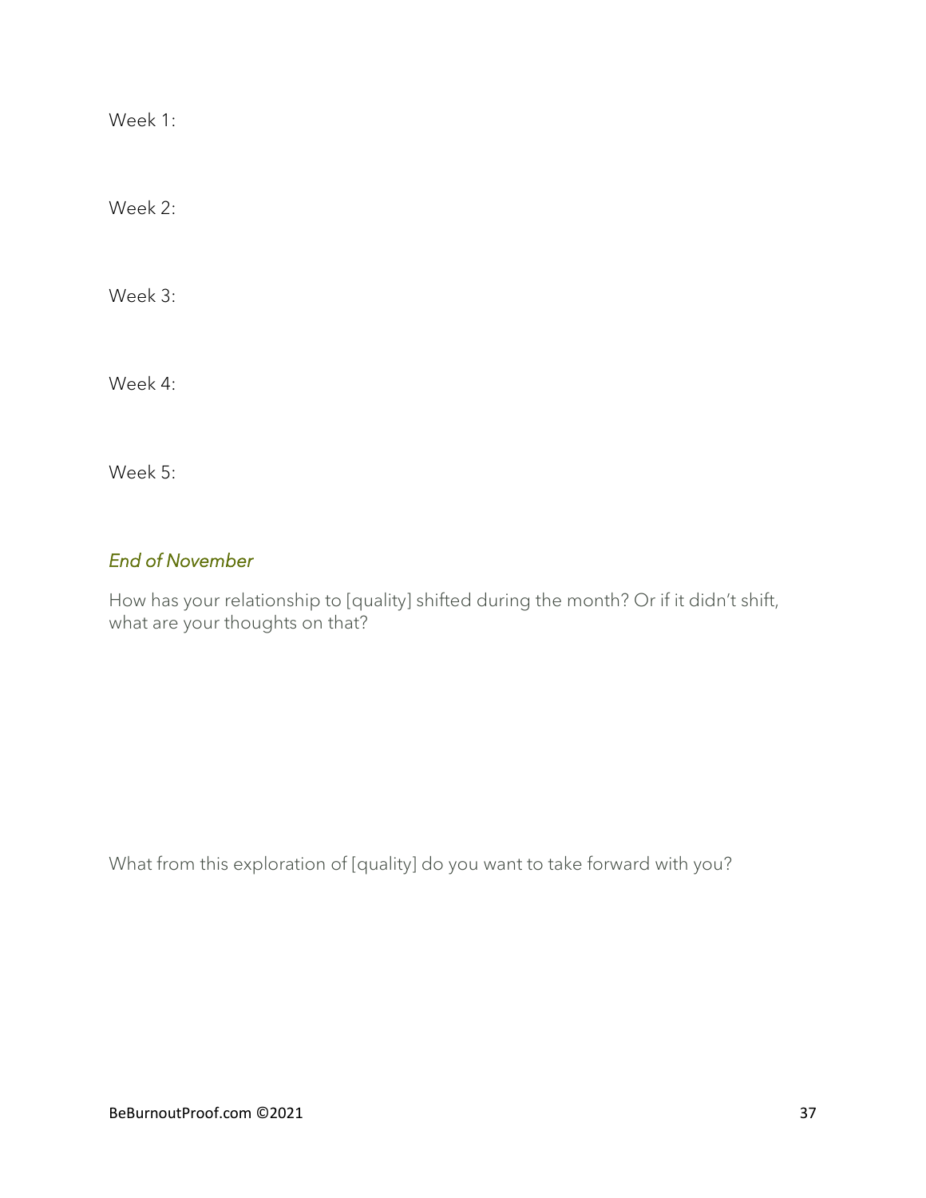Week 1:

Week 2:

Week 3:

Week 4:

Week 5:

### *End of November*

How has your relationship to [quality] shifted during the month? Or if it didn't shift, what are your thoughts on that?

What from this exploration of [quality] do you want to take forward with you?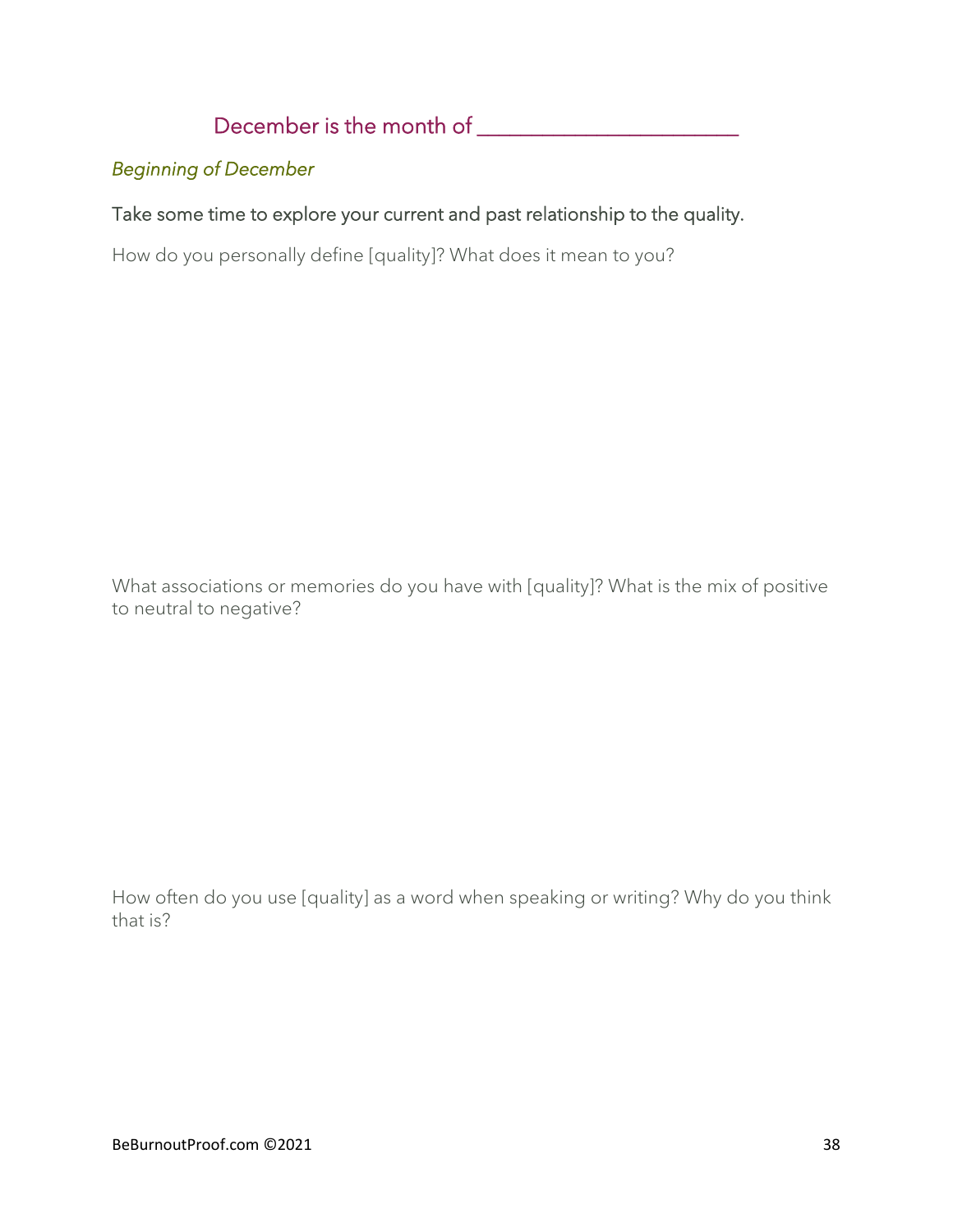## December is the month of ________________________

*Beginning of December*

Take some time to explore your current and past relationship to the quality.

How do you personally define [quality]? What does it mean to you?

What associations or memories do you have with [quality]? What is the mix of positive to neutral to negative?

How often do you use [quality] as a word when speaking or writing? Why do you think that is?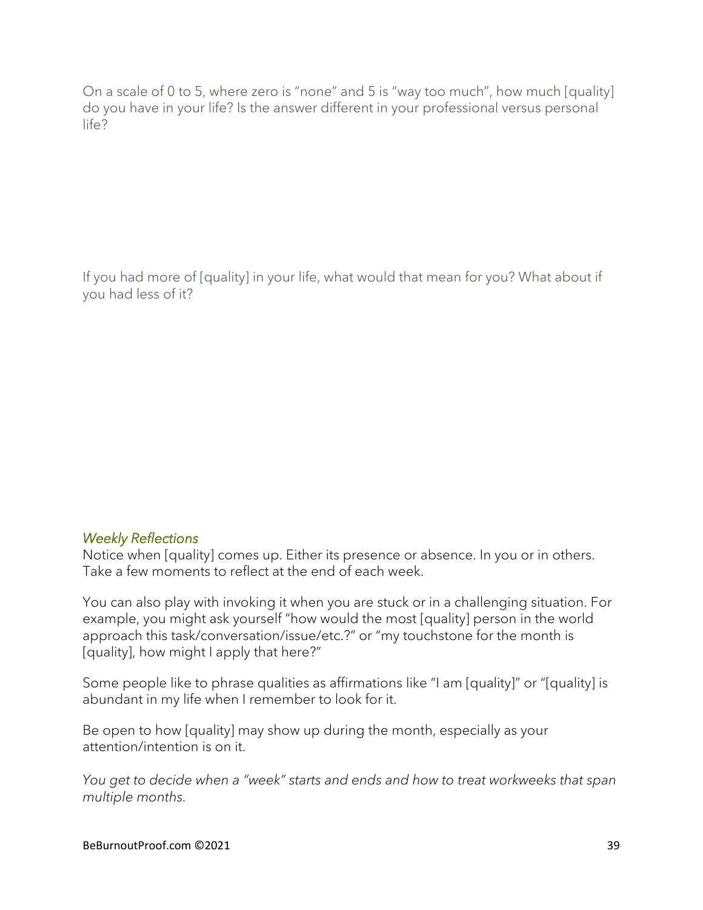On a scale of 0 to 5, where zero is "none" and 5 is "way too much", how much [quality] do you have in your life? Is the answer different in your professional versus personal life?

If you had more of [quality] in your life, what would that mean for you? What about if you had less of it?

### *Weekly Reflections*

Notice when [quality] comes up. Either its presence or absence. In you or in others. Take a few moments to reflect at the end of each week.

You can also play with invoking it when you are stuck or in a challenging situation. For example, you might ask yourself "how would the most [quality] person in the world approach this task/conversation/issue/etc.?" or "my touchstone for the month is [quality], how might I apply that here?"

Some people like to phrase qualities as affirmations like "I am [quality]" or "[quality] is abundant in my life when I remember to look for it.

Be open to how [quality] may show up during the month, especially as your attention/intention is on it.

*You get to decide when a "week" starts and ends and how to treat workweeks that span multiple months.*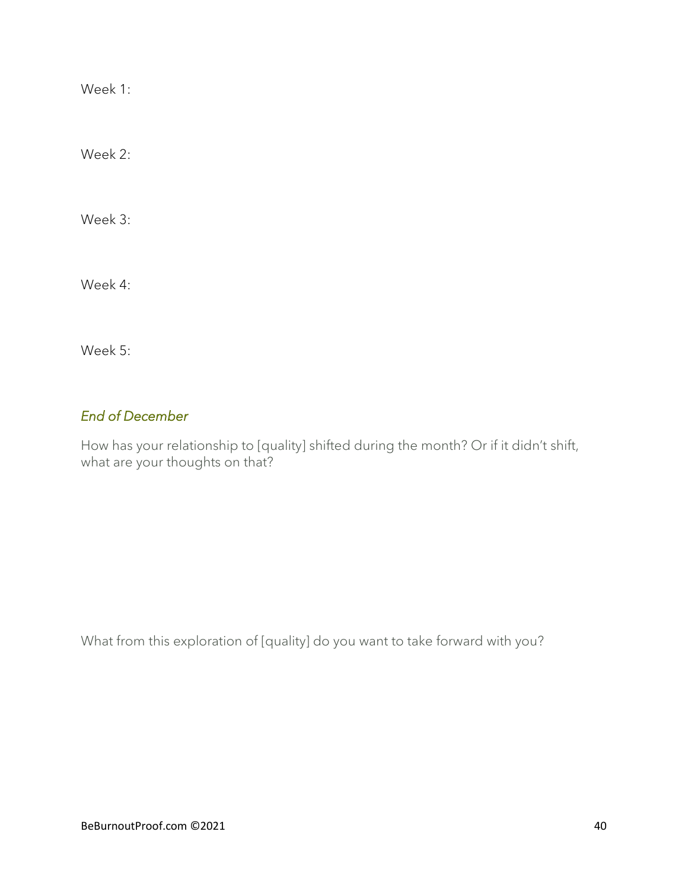Week 1:

Week 2:

Week 3:

Week 4:

Week 5:

### *End of December*

How has your relationship to [quality] shifted during the month? Or if it didn't shift, what are your thoughts on that?

What from this exploration of [quality] do you want to take forward with you?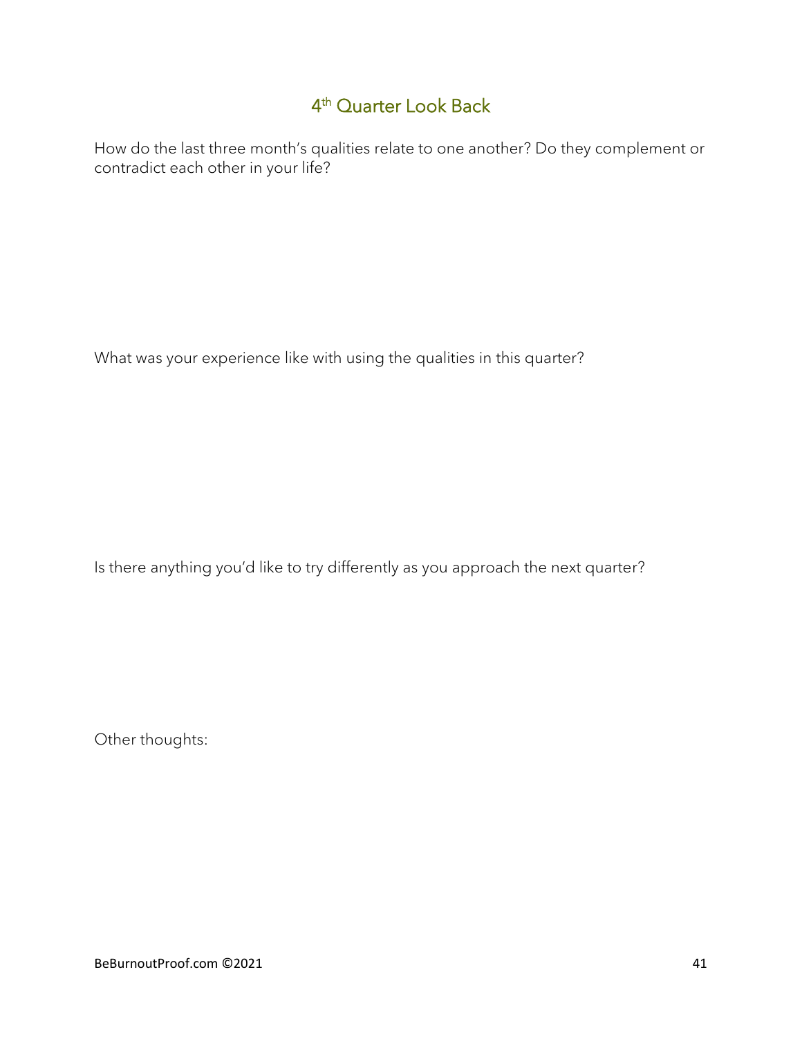## 4th Quarter Look Back

How do the last three month's qualities relate to one another? Do they complement or contradict each other in your life?

What was your experience like with using the qualities in this quarter?

Is there anything you'd like to try differently as you approach the next quarter?

Other thoughts: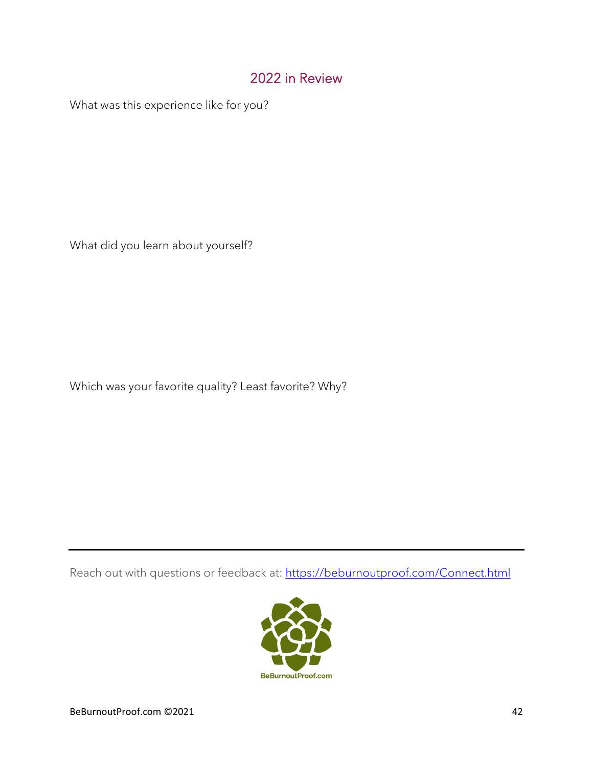## 2022 in Review

What was this experience like for you?

What did you learn about yourself?

Which was your favorite quality? Least favorite? Why?

---

Reach out with questions or feedback at: [https://beburnoutproof.com/Connect.html](https://beburnoutproof.com/Connect.html)

BeBurnoutProof.com